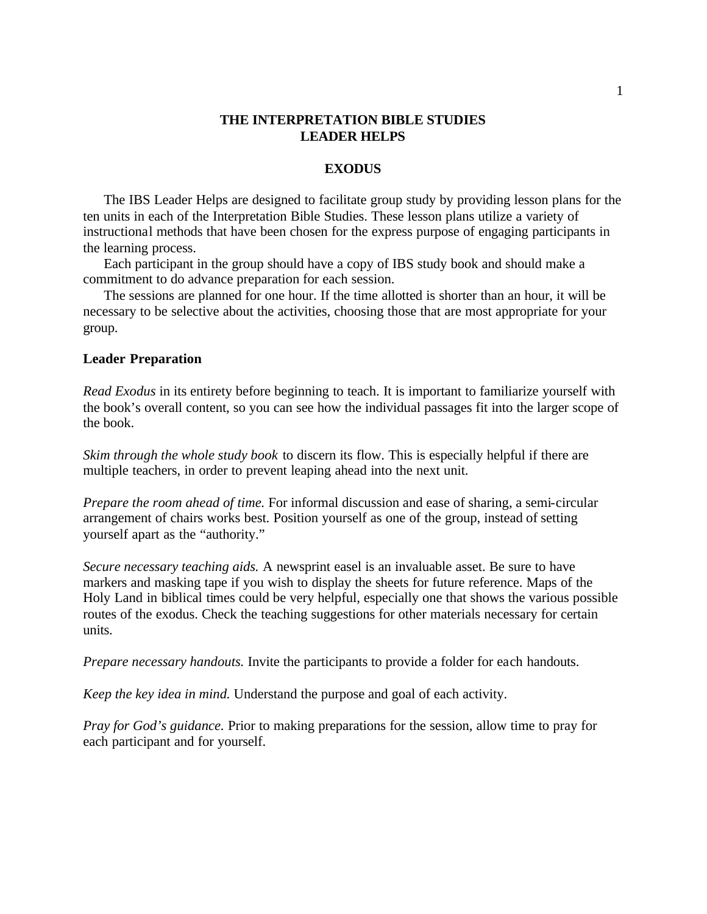# THE INTERPRETATION BIBLE STUDIES LEADER HELPS

## EXODUS

The IBS Leader Helps are designed to facilitate group study by providing lesson plans for the ten units in each of the Interpretation Bible Studies. These lesson plans utilize a variety of instructional methods that have been chosen for the express purpose of engaging participants in the learning process.

Each participant in the group should have a copy of IBS study book and should make a commitment to do advance preparation for each session.

The sessions are planned for one hour. If the time allotted is shorter than an hour, it will be necessary to be selective about the activities, choosing those that are most appropriate for your group.

### Leader Preparation

*Read Exodus* in its entirety before beginning to teach. It is important to familiarize yourself with the book's overall content, so you can see how the individual passages fit into the larger scope of the book.

*Skim through the whole study book* to discern its flow. This is especially helpful if there are multiple teachers, in order to prevent leaping ahead into the next unit.

*Prepare the room ahead of time.* For informal discussion and ease of sharing, a semi-circular arrangement of chairs works best. Position yourself as one of the group, instead of setting yourself apart as the "authority."

*Secure necessary teaching aids.* A newsprint easel is an invaluable asset. Be sure to have markers and masking tape if you wish to display the sheets for future reference. Maps of the Holy Land in biblical times could be very helpful, especially one that shows the various possible routes of the exodus. Check the teaching suggestions for other materials necessary for certain units.

*Prepare necessary handouts.* Invite the participants to provide a folder for each handouts.

*Keep the key idea in mind.* Understand the purpose and goal of each activity.

*Pray for God's guidance.* Prior to making preparations for the session, allow time to pray for each participant and for yourself.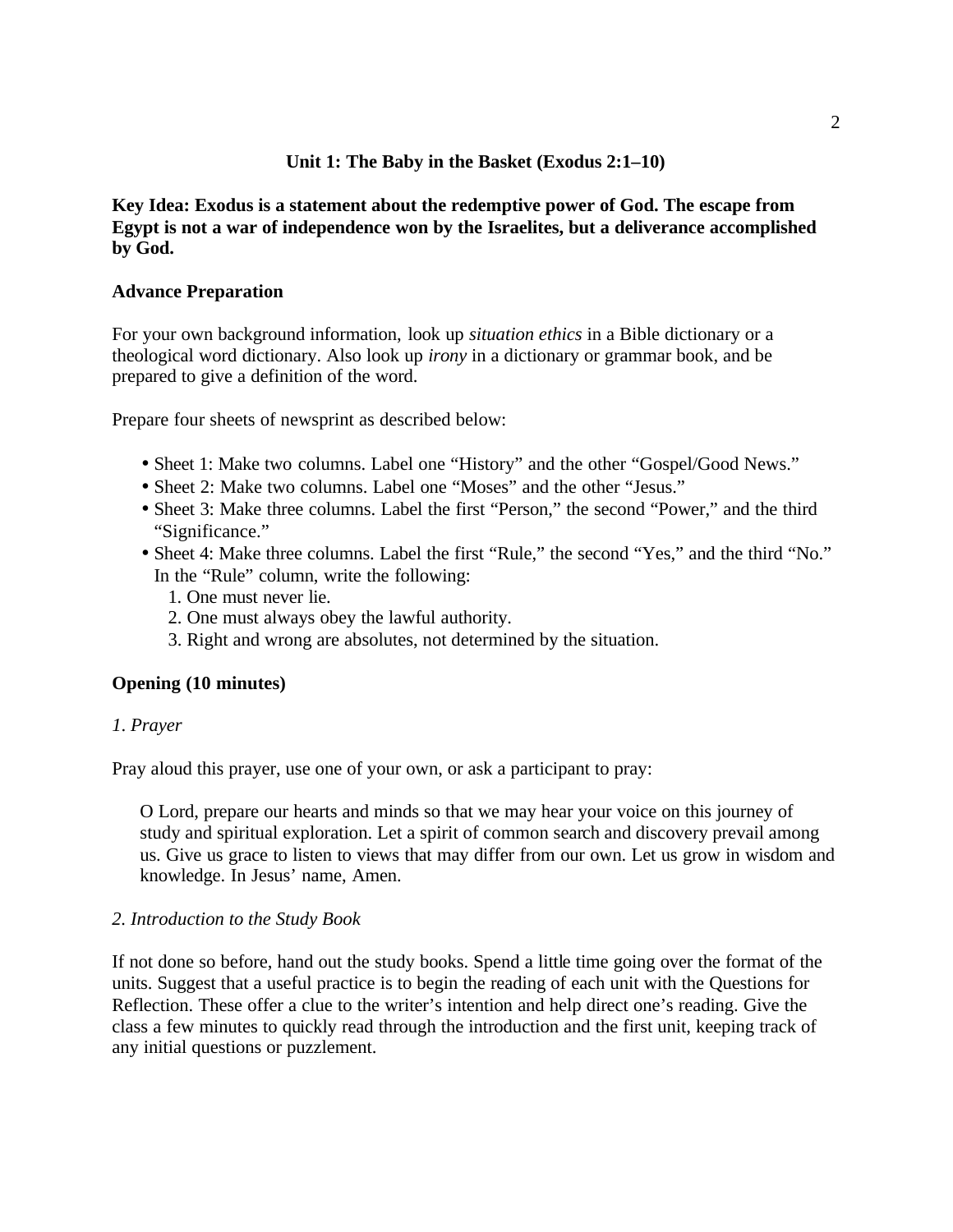## Unit 1: The Baby in the Basket (Exodus 2:1–10)

**Key Idea: Exodus is a statement about the redemptive power of God. The escape from Egypt is not a war of independence won by the Israelites, but a deliverance accomplished by God.**

### Advance Preparation

For your own background information, look up *situation ethics* in a Bible dictionary or a theological word dictionary. Also look up *irony* in a dictionary or grammar book, and be prepared to give a definition of the word.

Prepare four sheets of newsprint as described below:

- Sheet 1: Make two columns. Label one "History" and the other "Gospel/Good News."
- Sheet 2: Make two columns. Label one "Moses" and the other "Jesus."
- Sheet 3: Make three columns. Label the first "Person," the second "Power," and the third "Significance."
- Sheet 4: Make three columns. Label the first "Rule," the second "Yes," and the third "No." In the "Rule" column, write the following:
  1. One must never lie.
  2. One must always obey the lawful authority.
  3. Right and wrong are absolutes, not determined by the situation.

### Opening (10 minutes)

*1. Prayer*

Pray aloud this prayer, use one of your own, or ask a participant to pray:

> O Lord, prepare our hearts and minds so that we may hear your voice on this journey of study and spiritual exploration. Let a spirit of common search and discovery prevail among us. Give us grace to listen to views that may differ from our own. Let us grow in wisdom and knowledge. In Jesus' name, Amen.

*2. Introduction to the Study Book*

If not done so before, hand out the study books. Spend a little time going over the format of the units. Suggest that a useful practice is to begin the reading of each unit with the Questions for Reflection. These offer a clue to the writer's intention and help direct one's reading. Give the class a few minutes to quickly read through the introduction and the first unit, keeping track of any initial questions or puzzlement.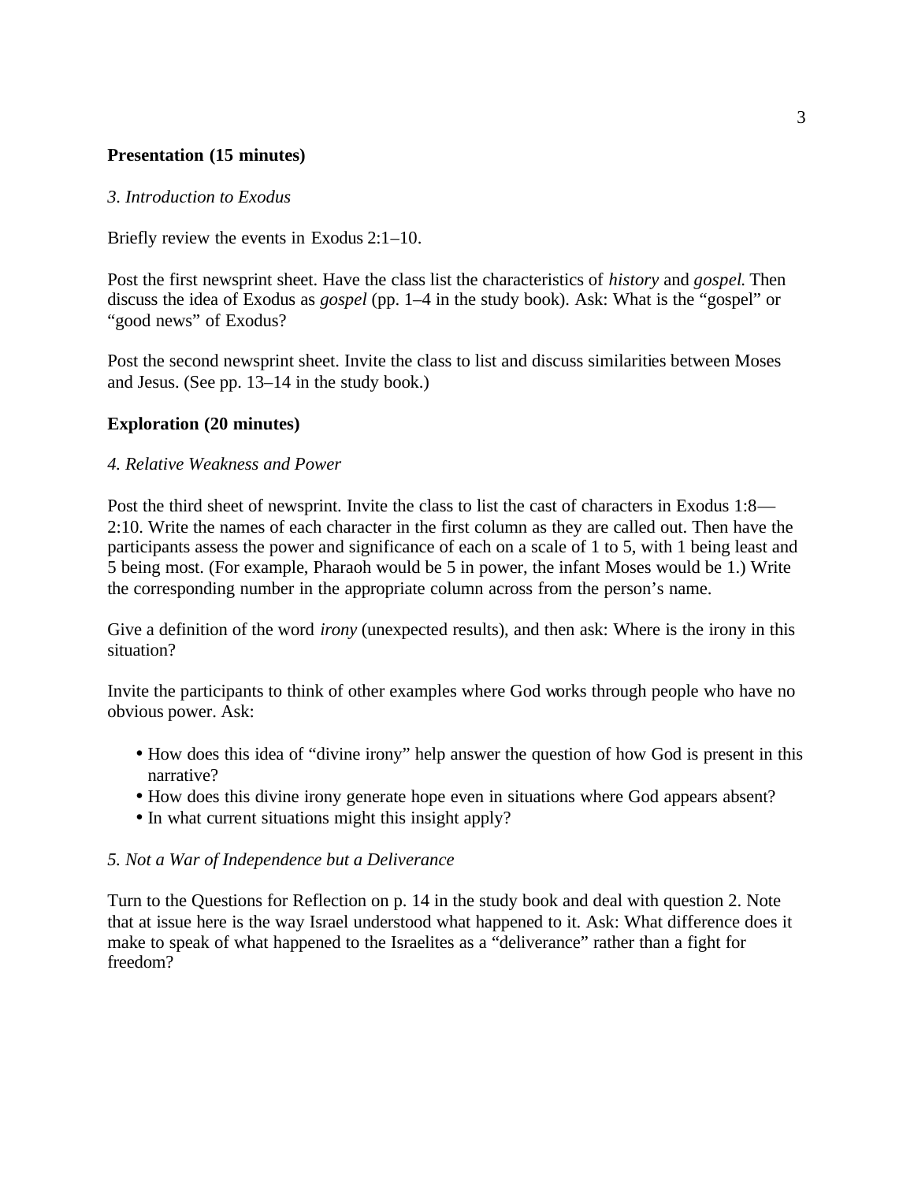**Presentation (15 minutes)**

*3. Introduction to Exodus*

Briefly review the events in Exodus 2:1–10.

Post the first newsprint sheet. Have the class list the characteristics of *history* and *gospel.* Then discuss the idea of Exodus as *gospel* (pp. 1–4 in the study book). Ask: What is the "gospel" or "good news" of Exodus?

Post the second newsprint sheet. Invite the class to list and discuss similarities between Moses and Jesus. (See pp. 13–14 in the study book.)

**Exploration (20 minutes)**

*4. Relative Weakness and Power*

Post the third sheet of newsprint. Invite the class to list the cast of characters in Exodus 1:8—2:10. Write the names of each character in the first column as they are called out. Then have the participants assess the power and significance of each on a scale of 1 to 5, with 1 being least and 5 being most. (For example, Pharaoh would be 5 in power, the infant Moses would be 1.) Write the corresponding number in the appropriate column across from the person's name.

Give a definition of the word *irony* (unexpected results), and then ask: Where is the irony in this situation?

Invite the participants to think of other examples where God works through people who have no obvious power. Ask:

- How does this idea of "divine irony" help answer the question of how God is present in this narrative?
- How does this divine irony generate hope even in situations where God appears absent?
- In what current situations might this insight apply?

*5. Not a War of Independence but a Deliverance*

Turn to the Questions for Reflection on p. 14 in the study book and deal with question 2. Note that at issue here is the way Israel understood what happened to it. Ask: What difference does it make to speak of what happened to the Israelites as a "deliverance" rather than a fight for freedom?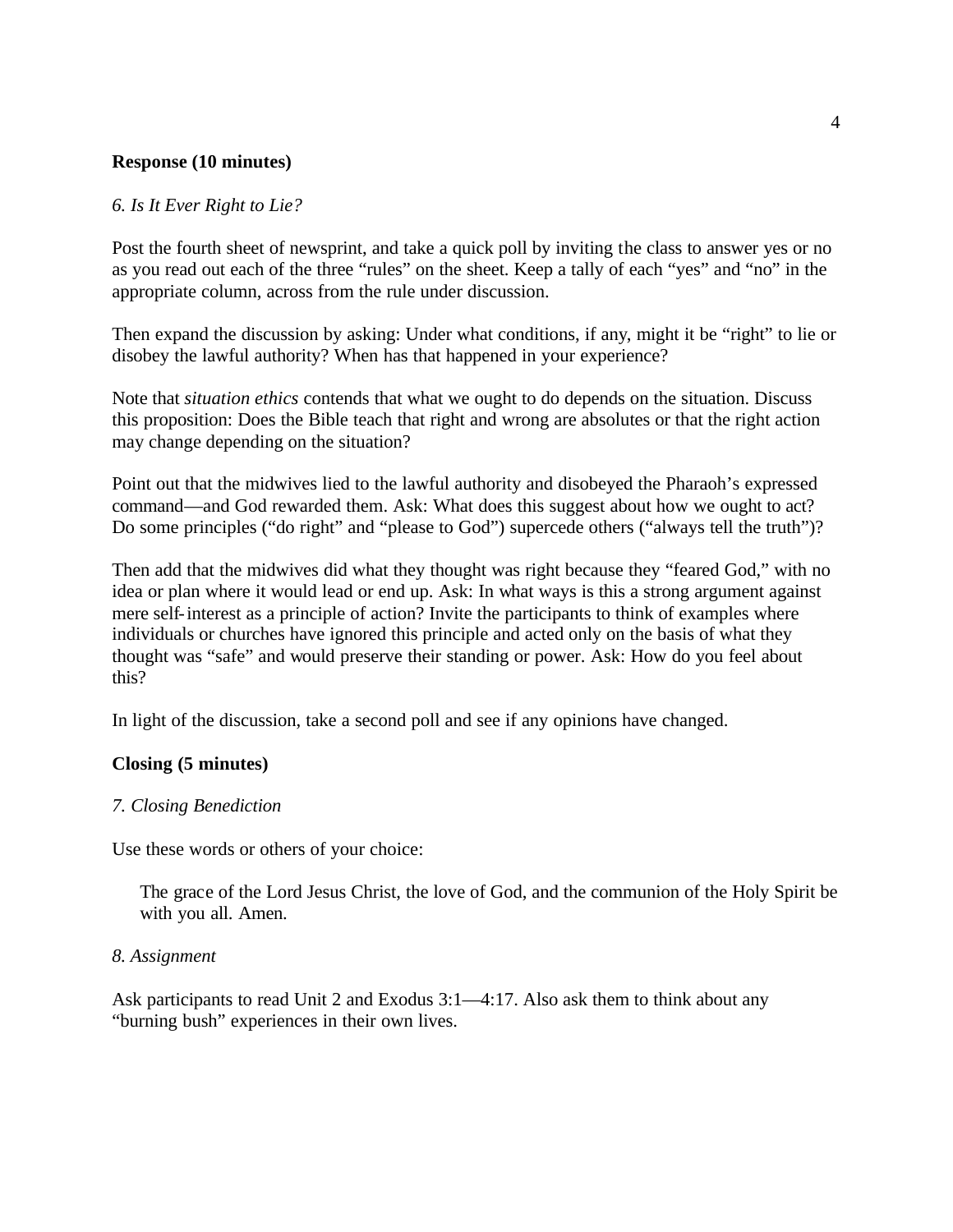**Response (10 minutes)**

*6. Is It Ever Right to Lie?*

Post the fourth sheet of newsprint, and take a quick poll by inviting the class to answer yes or no as you read out each of the three "rules" on the sheet. Keep a tally of each "yes" and "no" in the appropriate column, across from the rule under discussion.

Then expand the discussion by asking: Under what conditions, if any, might it be "right" to lie or disobey the lawful authority? When has that happened in your experience?

Note that *situation ethics* contends that what we ought to do depends on the situation. Discuss this proposition: Does the Bible teach that right and wrong are absolutes or that the right action may change depending on the situation?

Point out that the midwives lied to the lawful authority and disobeyed the Pharaoh's expressed command—and God rewarded them. Ask: What does this suggest about how we ought to act? Do some principles ("do right" and "please to God") supercede others ("always tell the truth")?

Then add that the midwives did what they thought was right because they "feared God," with no idea or plan where it would lead or end up. Ask: In what ways is this a strong argument against mere self-interest as a principle of action? Invite the participants to think of examples where individuals or churches have ignored this principle and acted only on the basis of what they thought was "safe" and would preserve their standing or power. Ask: How do you feel about this?

In light of the discussion, take a second poll and see if any opinions have changed.

**Closing (5 minutes)**

*7. Closing Benediction*

Use these words or others of your choice:

> The grace of the Lord Jesus Christ, the love of God, and the communion of the Holy Spirit be with you all. Amen.

*8. Assignment*

Ask participants to read Unit 2 and Exodus 3:1—4:17. Also ask them to think about any "burning bush" experiences in their own lives.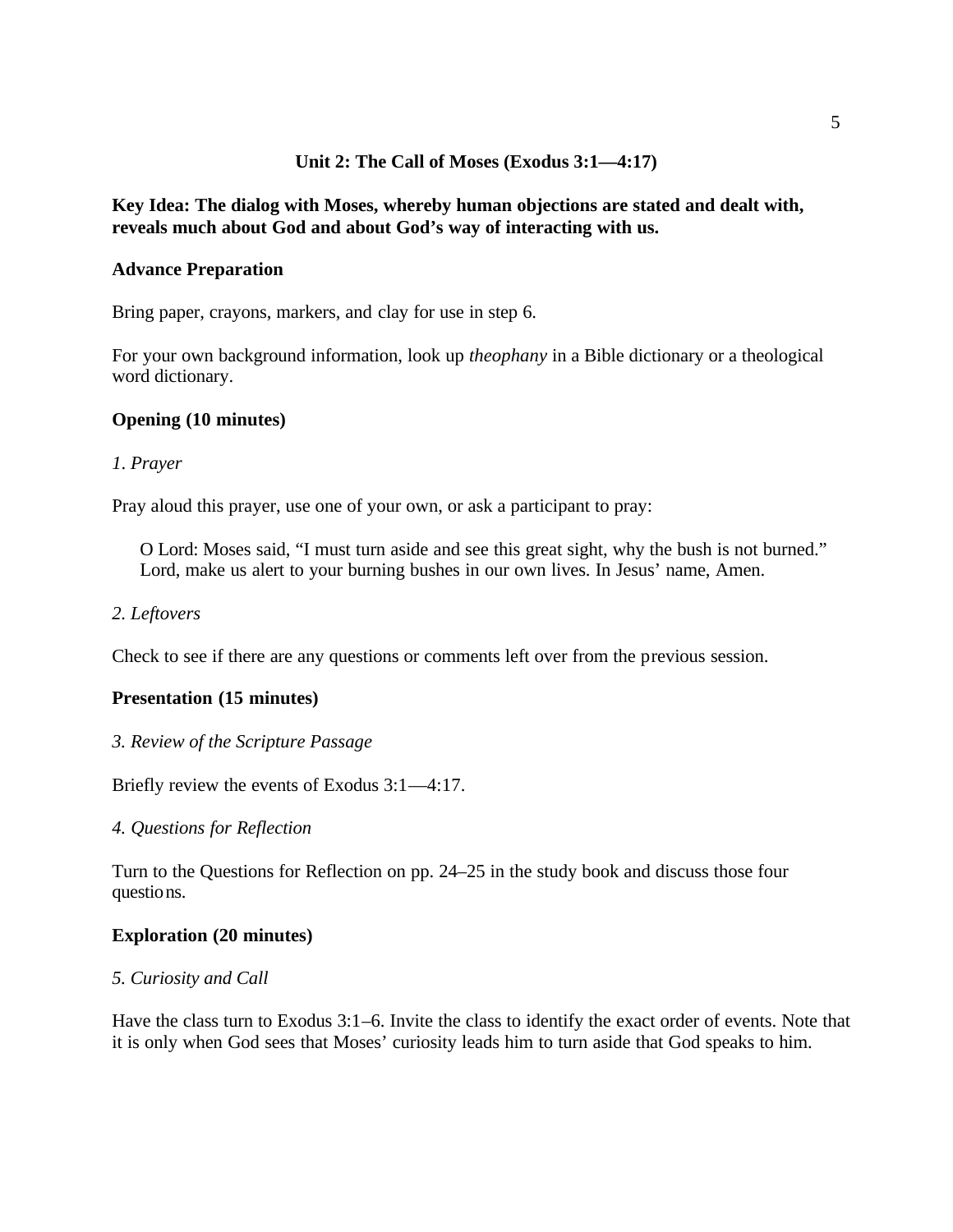## Unit 2: The Call of Moses (Exodus 3:1—4:17)

**Key Idea: The dialog with Moses, whereby human objections are stated and dealt with, reveals much about God and about God's way of interacting with us.**

### Advance Preparation

Bring paper, crayons, markers, and clay for use in step 6.

For your own background information, look up *theophany* in a Bible dictionary or a theological word dictionary.

### Opening (10 minutes)

*1. Prayer*

Pray aloud this prayer, use one of your own, or ask a participant to pray:

> O Lord: Moses said, "I must turn aside and see this great sight, why the bush is not burned." Lord, make us alert to your burning bushes in our own lives. In Jesus' name, Amen.

*2. Leftovers*

Check to see if there are any questions or comments left over from the previous session.

### Presentation (15 minutes)

*3. Review of the Scripture Passage*

Briefly review the events of Exodus 3:1—4:17.

*4. Questions for Reflection*

Turn to the Questions for Reflection on pp. 24–25 in the study book and discuss those four questions.

### Exploration (20 minutes)

*5. Curiosity and Call*

Have the class turn to Exodus 3:1–6. Invite the class to identify the exact order of events. Note that it is only when God sees that Moses' curiosity leads him to turn aside that God speaks to him.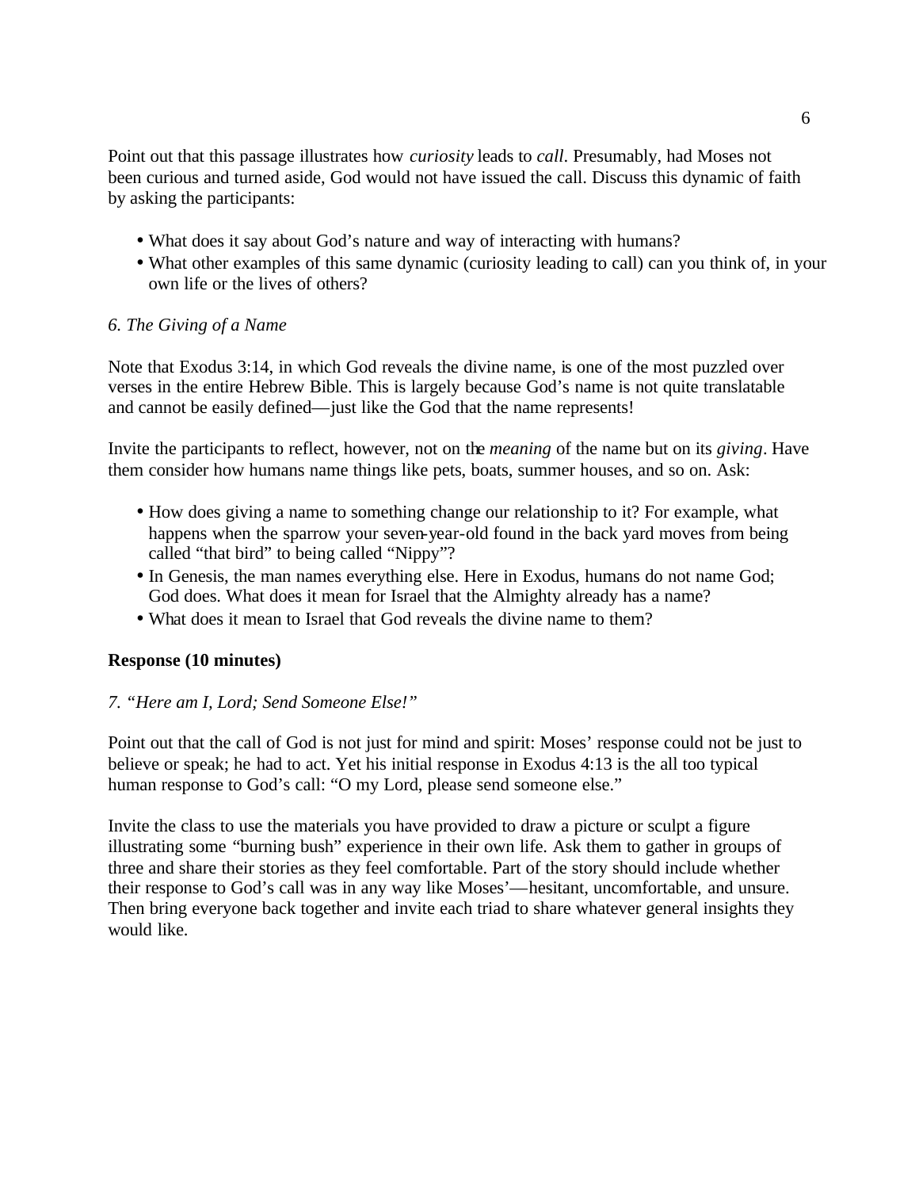Point out that this passage illustrates how *curiosity* leads to *call*. Presumably, had Moses not been curious and turned aside, God would not have issued the call. Discuss this dynamic of faith by asking the participants:

- What does it say about God's nature and way of interacting with humans?
- What other examples of this same dynamic (curiosity leading to call) can you think of, in your own life or the lives of others?

*6. The Giving of a Name*

Note that Exodus 3:14, in which God reveals the divine name, is one of the most puzzled over verses in the entire Hebrew Bible. This is largely because God's name is not quite translatable and cannot be easily defined—just like the God that the name represents!

Invite the participants to reflect, however, not on the *meaning* of the name but on its *giving*. Have them consider how humans name things like pets, boats, summer houses, and so on. Ask:

- How does giving a name to something change our relationship to it? For example, what happens when the sparrow your seven-year-old found in the back yard moves from being called "that bird" to being called "Nippy"?
- In Genesis, the man names everything else. Here in Exodus, humans do not name God; God does. What does it mean for Israel that the Almighty already has a name?
- What does it mean to Israel that God reveals the divine name to them?

**Response (10 minutes)**

*7. "Here am I, Lord; Send Someone Else!"*

Point out that the call of God is not just for mind and spirit: Moses' response could not be just to believe or speak; he had to act. Yet his initial response in Exodus 4:13 is the all too typical human response to God's call: "O my Lord, please send someone else."

Invite the class to use the materials you have provided to draw a picture or sculpt a figure illustrating some "burning bush" experience in their own life. Ask them to gather in groups of three and share their stories as they feel comfortable. Part of the story should include whether their response to God's call was in any way like Moses'—hesitant, uncomfortable, and unsure. Then bring everyone back together and invite each triad to share whatever general insights they would like.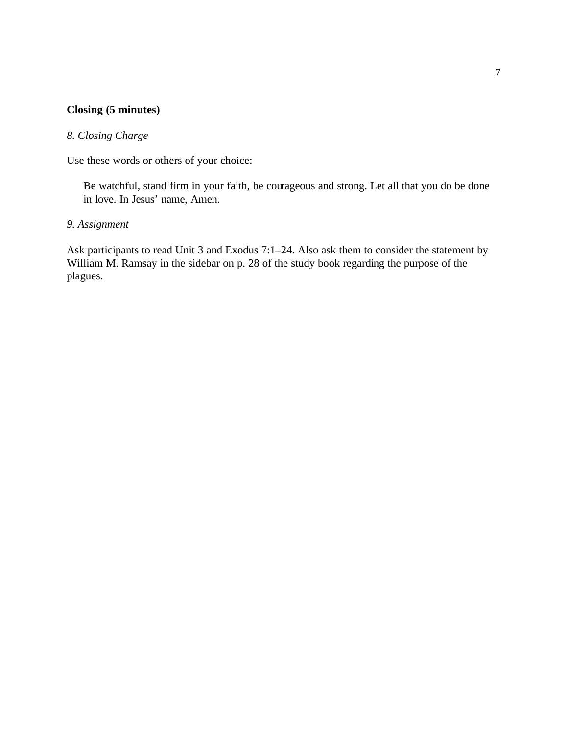**Closing (5 minutes)**

*8. Closing Charge*

Use these words or others of your choice:

> Be watchful, stand firm in your faith, be courageous and strong. Let all that you do be done in love. In Jesus' name, Amen.

*9. Assignment*

Ask participants to read Unit 3 and Exodus 7:1–24. Also ask them to consider the statement by William M. Ramsay in the sidebar on p. 28 of the study book regarding the purpose of the plagues.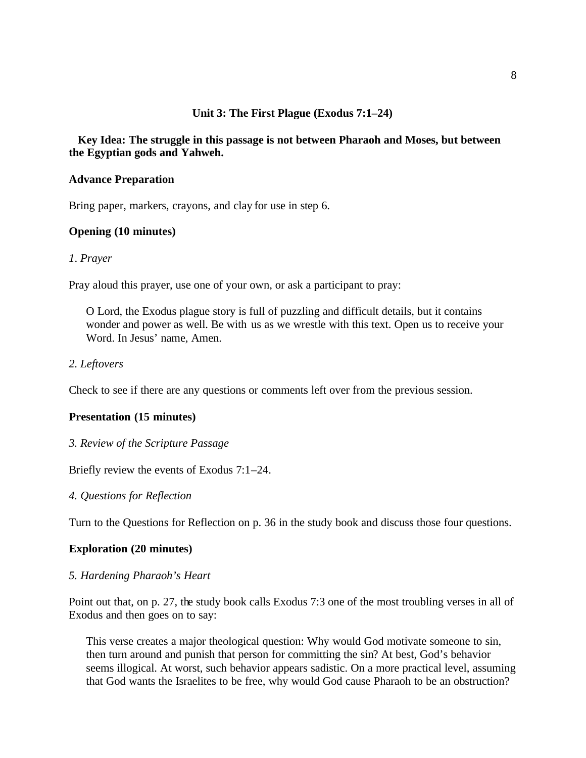## Unit 3: The First Plague (Exodus 7:1–24)

**Key Idea: The struggle in this passage is not between Pharaoh and Moses, but between the Egyptian gods and Yahweh.**

**Advance Preparation**

Bring paper, markers, crayons, and clay for use in step 6.

**Opening (10 minutes)**

*1. Prayer*

Pray aloud this prayer, use one of your own, or ask a participant to pray:

> O Lord, the Exodus plague story is full of puzzling and difficult details, but it contains wonder and power as well. Be with us as we wrestle with this text. Open us to receive your Word. In Jesus' name, Amen.

*2. Leftovers*

Check to see if there are any questions or comments left over from the previous session.

**Presentation (15 minutes)**

*3. Review of the Scripture Passage*

Briefly review the events of Exodus 7:1–24.

*4. Questions for Reflection*

Turn to the Questions for Reflection on p. 36 in the study book and discuss those four questions.

**Exploration (20 minutes)**

*5. Hardening Pharaoh's Heart*

Point out that, on p. 27, the study book calls Exodus 7:3 one of the most troubling verses in all of Exodus and then goes on to say:

> This verse creates a major theological question: Why would God motivate someone to sin, then turn around and punish that person for committing the sin? At best, God's behavior seems illogical. At worst, such behavior appears sadistic. On a more practical level, assuming that God wants the Israelites to be free, why would God cause Pharaoh to be an obstruction?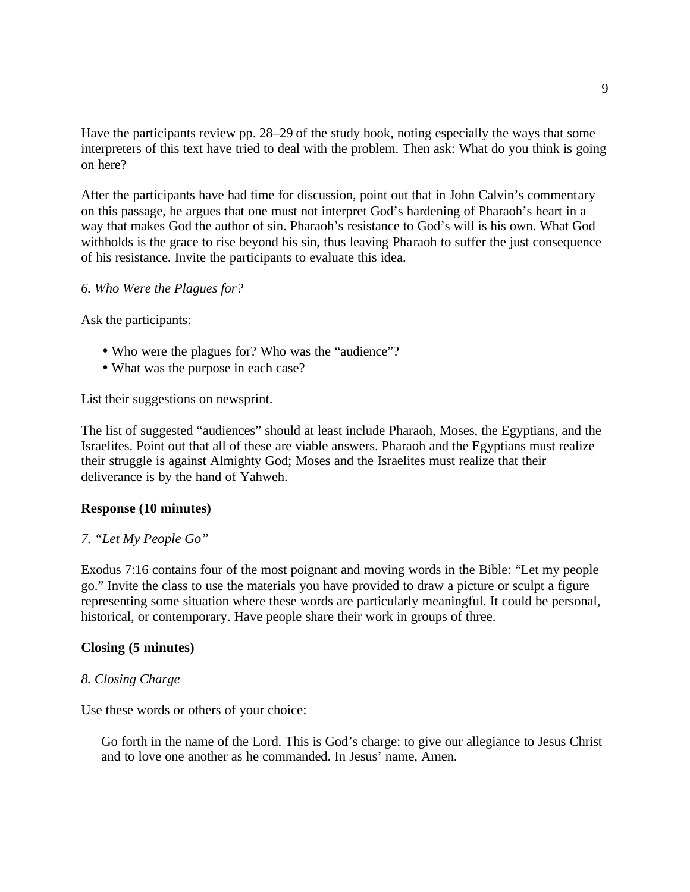Have the participants review pp. 28–29 of the study book, noting especially the ways that some interpreters of this text have tried to deal with the problem. Then ask: What do you think is going on here?

After the participants have had time for discussion, point out that in John Calvin's commentary on this passage, he argues that one must not interpret God's hardening of Pharaoh's heart in a way that makes God the author of sin. Pharaoh's resistance to God's will is his own. What God withholds is the grace to rise beyond his sin, thus leaving Pharaoh to suffer the just consequence of his resistance. Invite the participants to evaluate this idea.

*6. Who Were the Plagues for?*

Ask the participants:

- Who were the plagues for? Who was the "audience"?
- What was the purpose in each case?

List their suggestions on newsprint.

The list of suggested "audiences" should at least include Pharaoh, Moses, the Egyptians, and the Israelites. Point out that all of these are viable answers. Pharaoh and the Egyptians must realize their struggle is against Almighty God; Moses and the Israelites must realize that their deliverance is by the hand of Yahweh.

**Response (10 minutes)**

*7. "Let My People Go"*

Exodus 7:16 contains four of the most poignant and moving words in the Bible: "Let my people go." Invite the class to use the materials you have provided to draw a picture or sculpt a figure representing some situation where these words are particularly meaningful. It could be personal, historical, or contemporary. Have people share their work in groups of three.

**Closing (5 minutes)**

*8. Closing Charge*

Use these words or others of your choice:

> Go forth in the name of the Lord. This is God's charge: to give our allegiance to Jesus Christ and to love one another as he commanded. In Jesus' name, Amen.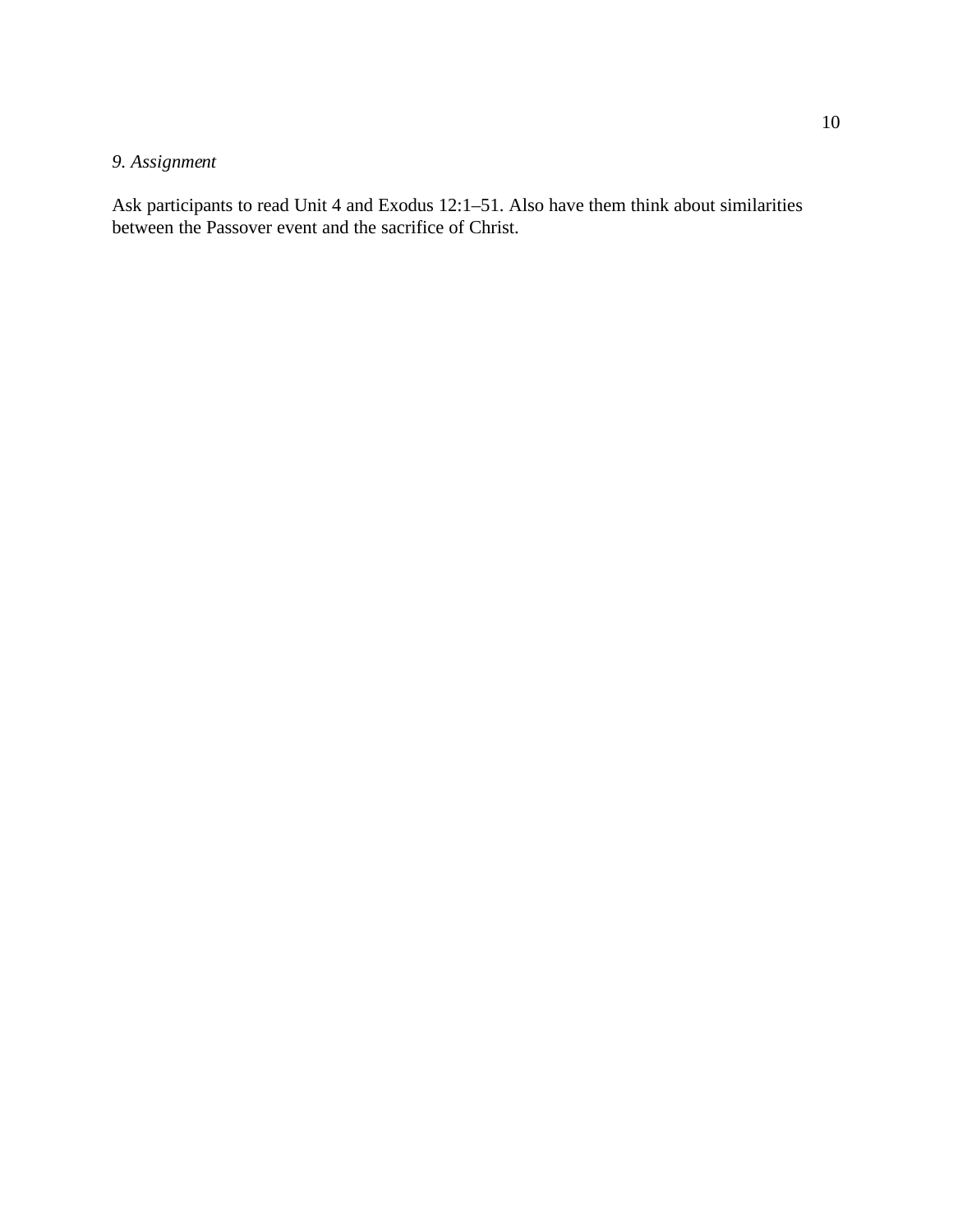*9. Assignment*

Ask participants to read Unit 4 and Exodus 12:1–51. Also have them think about similarities between the Passover event and the sacrifice of Christ.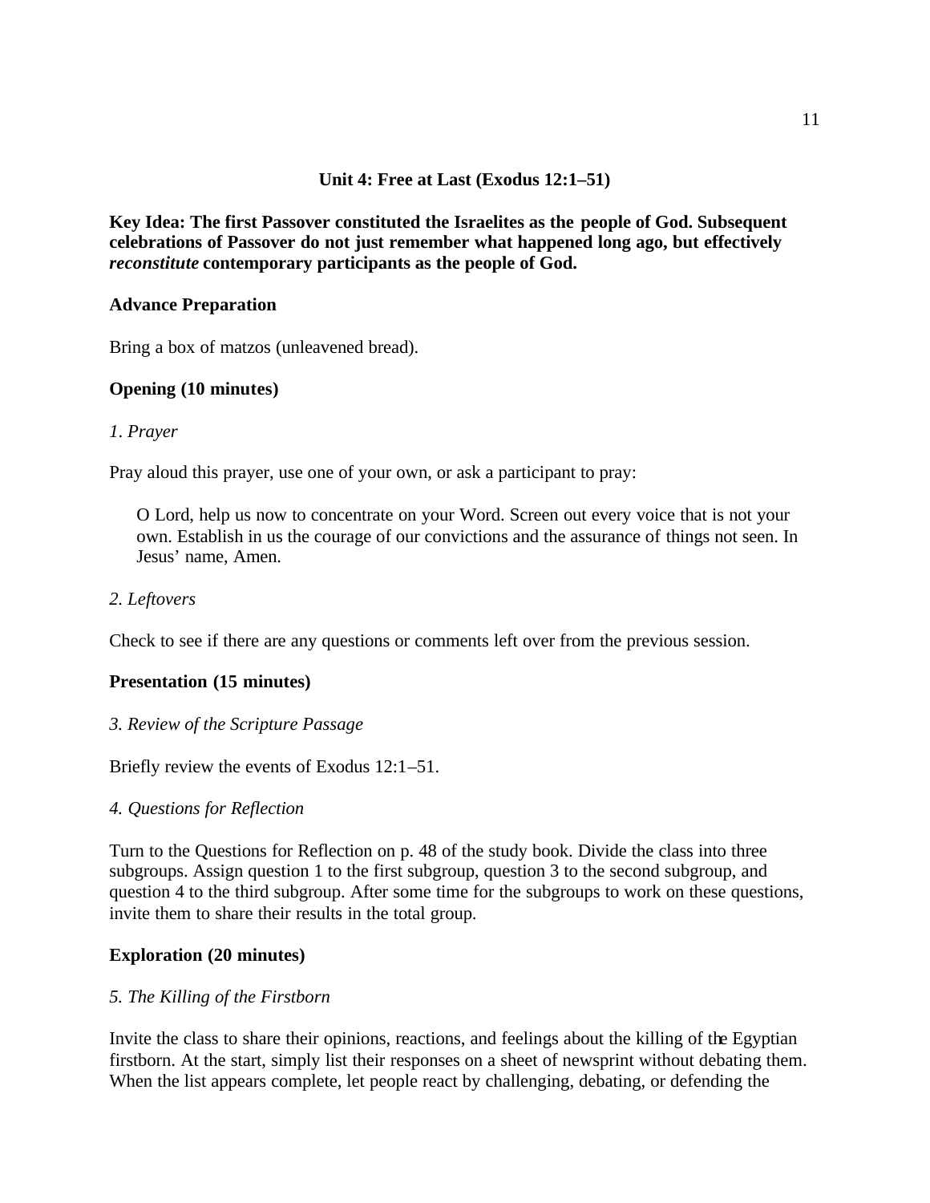## Unit 4: Free at Last (Exodus 12:1–51)

**Key Idea: The first Passover constituted the Israelites as the people of God. Subsequent celebrations of Passover do not just remember what happened long ago, but effectively *reconstitute* contemporary participants as the people of God.**

### Advance Preparation

Bring a box of matzos (unleavened bread).

### Opening (10 minutes)

*1. Prayer*

Pray aloud this prayer, use one of your own, or ask a participant to pray:

> O Lord, help us now to concentrate on your Word. Screen out every voice that is not your own. Establish in us the courage of our convictions and the assurance of things not seen. In Jesus' name, Amen.

*2. Leftovers*

Check to see if there are any questions or comments left over from the previous session.

### Presentation (15 minutes)

*3. Review of the Scripture Passage*

Briefly review the events of Exodus 12:1–51.

*4. Questions for Reflection*

Turn to the Questions for Reflection on p. 48 of the study book. Divide the class into three subgroups. Assign question 1 to the first subgroup, question 3 to the second subgroup, and question 4 to the third subgroup. After some time for the subgroups to work on these questions, invite them to share their results in the total group.

### Exploration (20 minutes)

*5. The Killing of the Firstborn*

Invite the class to share their opinions, reactions, and feelings about the killing of the Egyptian firstborn. At the start, simply list their responses on a sheet of newsprint without debating them. When the list appears complete, let people react by challenging, debating, or defending the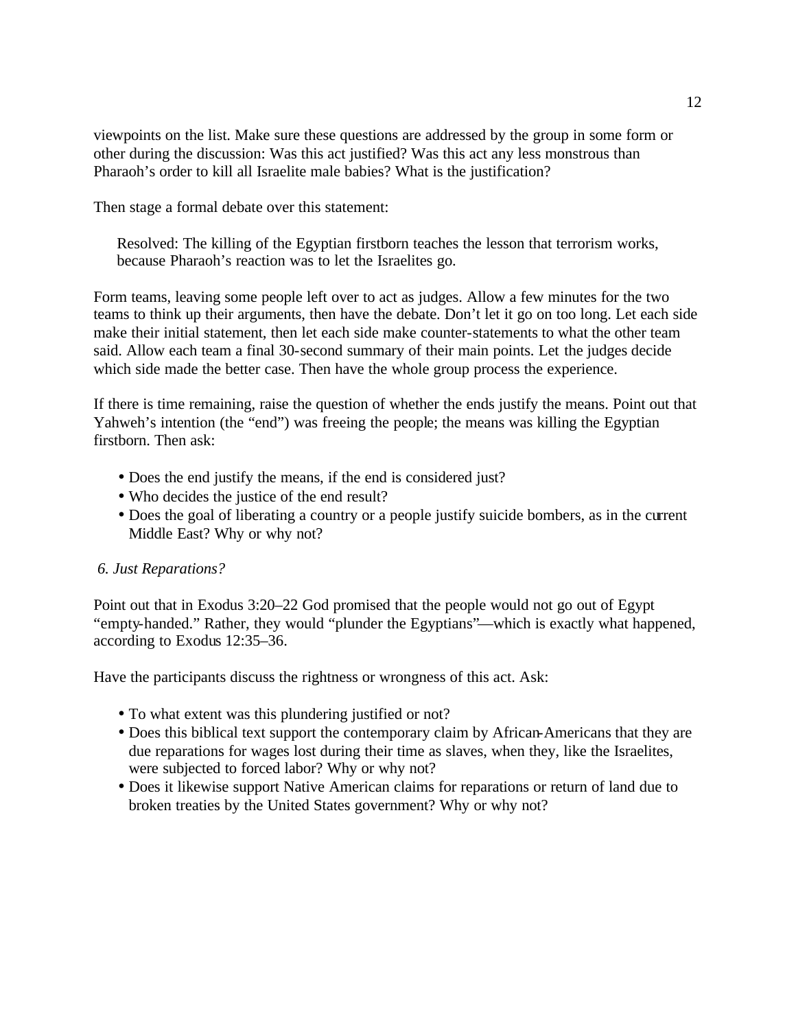viewpoints on the list. Make sure these questions are addressed by the group in some form or other during the discussion: Was this act justified? Was this act any less monstrous than Pharaoh's order to kill all Israelite male babies? What is the justification?

Then stage a formal debate over this statement:

> Resolved: The killing of the Egyptian firstborn teaches the lesson that terrorism works, because Pharaoh's reaction was to let the Israelites go.

Form teams, leaving some people left over to act as judges. Allow a few minutes for the two teams to think up their arguments, then have the debate. Don't let it go on too long. Let each side make their initial statement, then let each side make counter-statements to what the other team said. Allow each team a final 30-second summary of their main points. Let the judges decide which side made the better case. Then have the whole group process the experience.

If there is time remaining, raise the question of whether the ends justify the means. Point out that Yahweh's intention (the "end") was freeing the people; the means was killing the Egyptian firstborn. Then ask:

- Does the end justify the means, if the end is considered just?
- Who decides the justice of the end result?
- Does the goal of liberating a country or a people justify suicide bombers, as in the current Middle East? Why or why not?

*6. Just Reparations?*

Point out that in Exodus 3:20–22 God promised that the people would not go out of Egypt "empty-handed." Rather, they would "plunder the Egyptians"—which is exactly what happened, according to Exodus 12:35–36.

Have the participants discuss the rightness or wrongness of this act. Ask:

- To what extent was this plundering justified or not?
- Does this biblical text support the contemporary claim by African-Americans that they are due reparations for wages lost during their time as slaves, when they, like the Israelites, were subjected to forced labor? Why or why not?
- Does it likewise support Native American claims for reparations or return of land due to broken treaties by the United States government? Why or why not?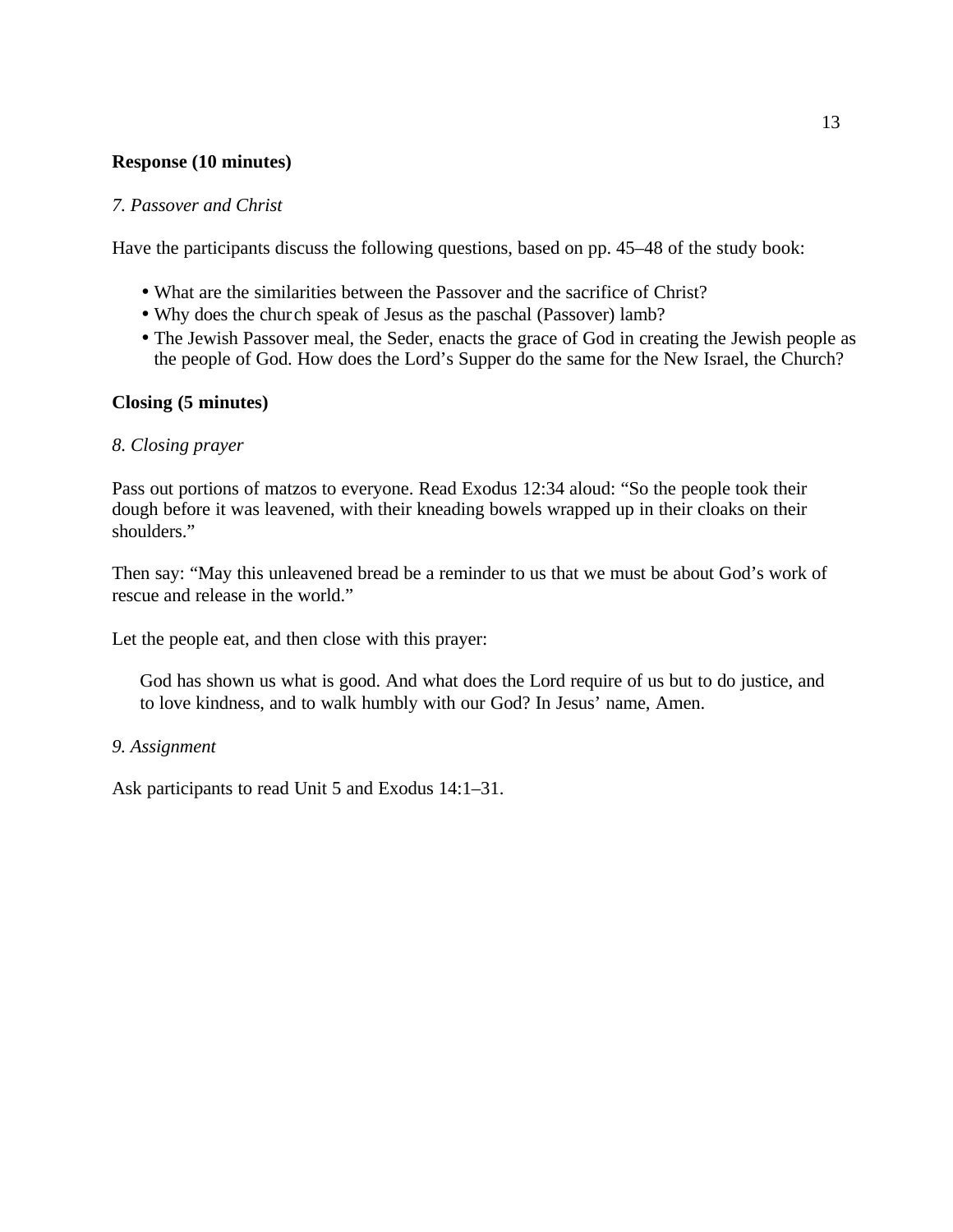**Response (10 minutes)**

*7. Passover and Christ*

Have the participants discuss the following questions, based on pp. 45–48 of the study book:

- What are the similarities between the Passover and the sacrifice of Christ?
- Why does the church speak of Jesus as the paschal (Passover) lamb?
- The Jewish Passover meal, the Seder, enacts the grace of God in creating the Jewish people as the people of God. How does the Lord's Supper do the same for the New Israel, the Church?

**Closing (5 minutes)**

*8. Closing prayer*

Pass out portions of matzos to everyone. Read Exodus 12:34 aloud: "So the people took their dough before it was leavened, with their kneading bowels wrapped up in their cloaks on their shoulders."

Then say: "May this unleavened bread be a reminder to us that we must be about God's work of rescue and release in the world."

Let the people eat, and then close with this prayer:

> God has shown us what is good. And what does the Lord require of us but to do justice, and to love kindness, and to walk humbly with our God? In Jesus' name, Amen.

*9. Assignment*

Ask participants to read Unit 5 and Exodus 14:1–31.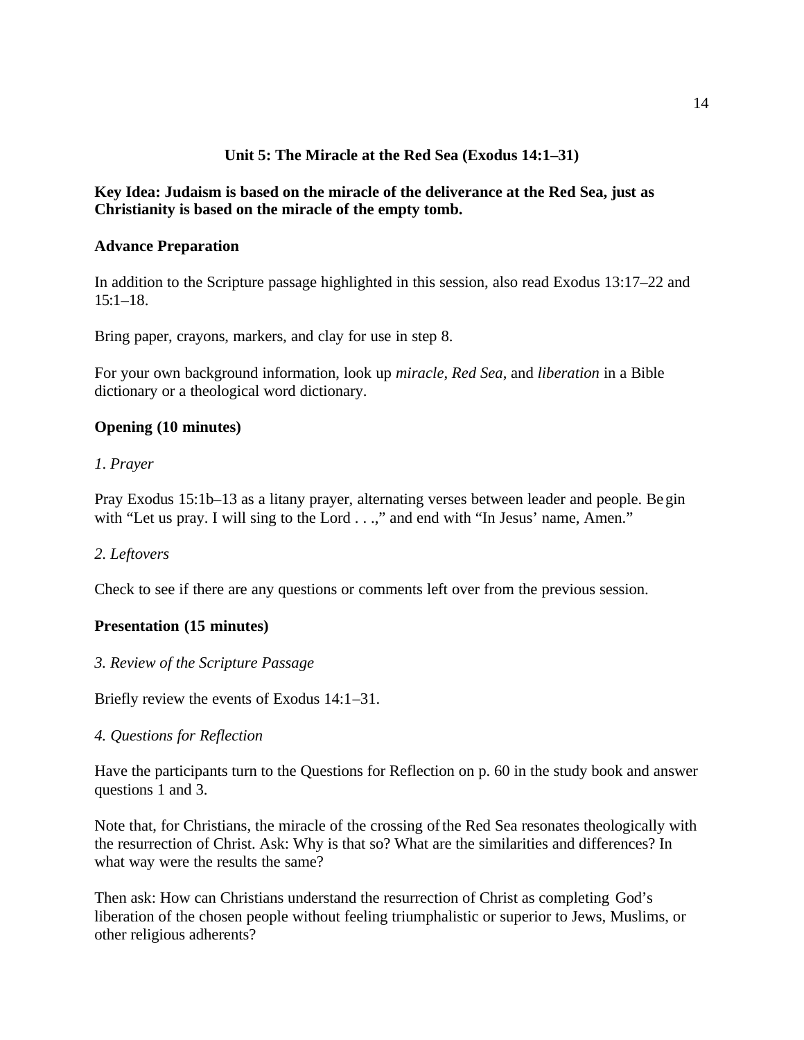## Unit 5: The Miracle at the Red Sea (Exodus 14:1–31)

**Key Idea: Judaism is based on the miracle of the deliverance at the Red Sea, just as Christianity is based on the miracle of the empty tomb.**

### Advance Preparation

In addition to the Scripture passage highlighted in this session, also read Exodus 13:17–22 and 15:1–18.

Bring paper, crayons, markers, and clay for use in step 8.

For your own background information, look up *miracle*, *Red Sea*, and *liberation* in a Bible dictionary or a theological word dictionary.

### Opening (10 minutes)

*1. Prayer*

Pray Exodus 15:1b–13 as a litany prayer, alternating verses between leader and people. Begin with "Let us pray. I will sing to the Lord . . .," and end with "In Jesus' name, Amen."

*2. Leftovers*

Check to see if there are any questions or comments left over from the previous session.

### Presentation (15 minutes)

*3. Review of the Scripture Passage*

Briefly review the events of Exodus 14:1–31.

*4. Questions for Reflection*

Have the participants turn to the Questions for Reflection on p. 60 in the study book and answer questions 1 and 3.

Note that, for Christians, the miracle of the crossing of the Red Sea resonates theologically with the resurrection of Christ. Ask: Why is that so? What are the similarities and differences? In what way were the results the same?

Then ask: How can Christians understand the resurrection of Christ as completing God's liberation of the chosen people without feeling triumphalistic or superior to Jews, Muslims, or other religious adherents?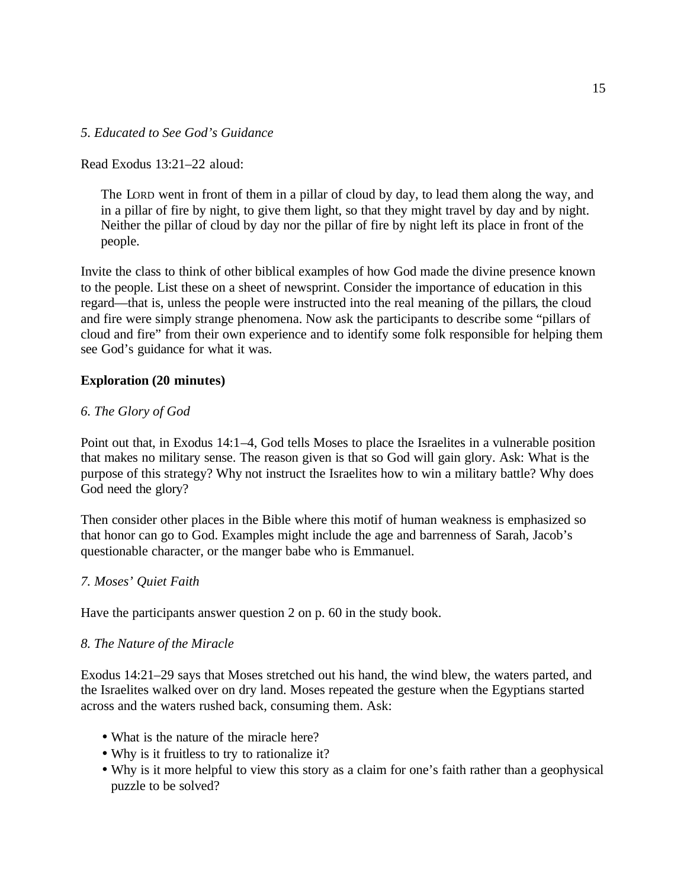*5. Educated to See God's Guidance*

Read Exodus 13:21–22 aloud:

> The LORD went in front of them in a pillar of cloud by day, to lead them along the way, and in a pillar of fire by night, to give them light, so that they might travel by day and by night. Neither the pillar of cloud by day nor the pillar of fire by night left its place in front of the people.

Invite the class to think of other biblical examples of how God made the divine presence known to the people. List these on a sheet of newsprint. Consider the importance of education in this regard—that is, unless the people were instructed into the real meaning of the pillars, the cloud and fire were simply strange phenomena. Now ask the participants to describe some "pillars of cloud and fire" from their own experience and to identify some folk responsible for helping them see God's guidance for what it was.

**Exploration (20 minutes)**

*6. The Glory of God*

Point out that, in Exodus 14:1–4, God tells Moses to place the Israelites in a vulnerable position that makes no military sense. The reason given is that so God will gain glory. Ask: What is the purpose of this strategy? Why not instruct the Israelites how to win a military battle? Why does God need the glory?

Then consider other places in the Bible where this motif of human weakness is emphasized so that honor can go to God. Examples might include the age and barrenness of Sarah, Jacob's questionable character, or the manger babe who is Emmanuel.

*7. Moses' Quiet Faith*

Have the participants answer question 2 on p. 60 in the study book.

*8. The Nature of the Miracle*

Exodus 14:21–29 says that Moses stretched out his hand, the wind blew, the waters parted, and the Israelites walked over on dry land. Moses repeated the gesture when the Egyptians started across and the waters rushed back, consuming them. Ask:

- What is the nature of the miracle here?
- Why is it fruitless to try to rationalize it?
- Why is it more helpful to view this story as a claim for one's faith rather than a geophysical puzzle to be solved?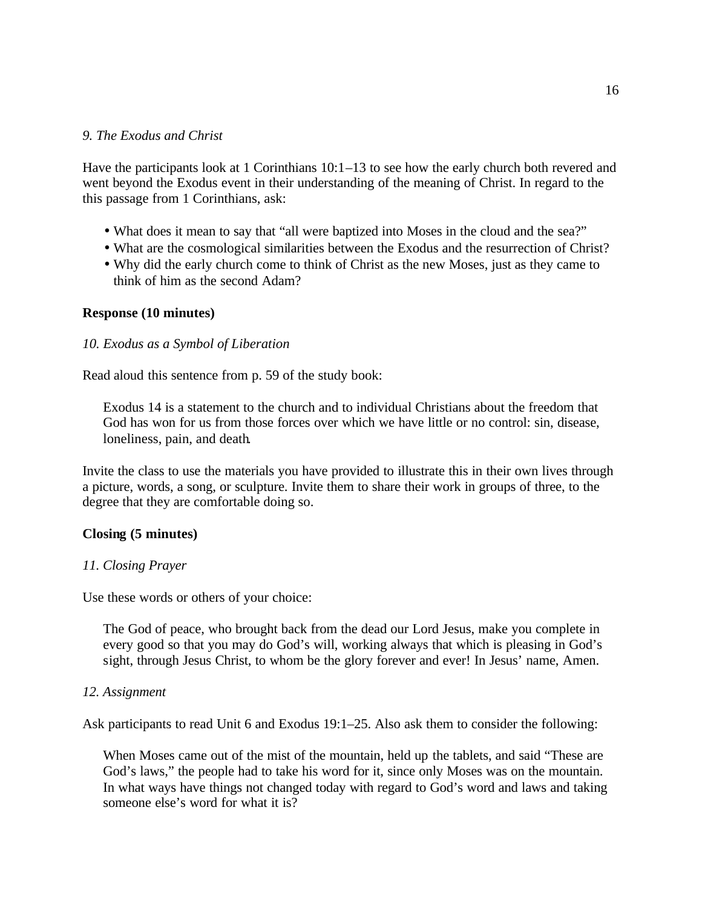*9. The Exodus and Christ*

Have the participants look at 1 Corinthians 10:1–13 to see how the early church both revered and went beyond the Exodus event in their understanding of the meaning of Christ. In regard to the this passage from 1 Corinthians, ask:

- What does it mean to say that "all were baptized into Moses in the cloud and the sea?"
- What are the cosmological similarities between the Exodus and the resurrection of Christ?
- Why did the early church come to think of Christ as the new Moses, just as they came to think of him as the second Adam?

**Response (10 minutes)**

*10. Exodus as a Symbol of Liberation*

Read aloud this sentence from p. 59 of the study book:

> Exodus 14 is a statement to the church and to individual Christians about the freedom that God has won for us from those forces over which we have little or no control: sin, disease, loneliness, pain, and death.

Invite the class to use the materials you have provided to illustrate this in their own lives through a picture, words, a song, or sculpture. Invite them to share their work in groups of three, to the degree that they are comfortable doing so.

**Closing (5 minutes)**

*11. Closing Prayer*

Use these words or others of your choice:

> The God of peace, who brought back from the dead our Lord Jesus, make you complete in every good so that you may do God's will, working always that which is pleasing in God's sight, through Jesus Christ, to whom be the glory forever and ever! In Jesus' name, Amen.

*12. Assignment*

Ask participants to read Unit 6 and Exodus 19:1–25. Also ask them to consider the following:

> When Moses came out of the mist of the mountain, held up the tablets, and said "These are God's laws," the people had to take his word for it, since only Moses was on the mountain. In what ways have things not changed today with regard to God's word and laws and taking someone else's word for what it is?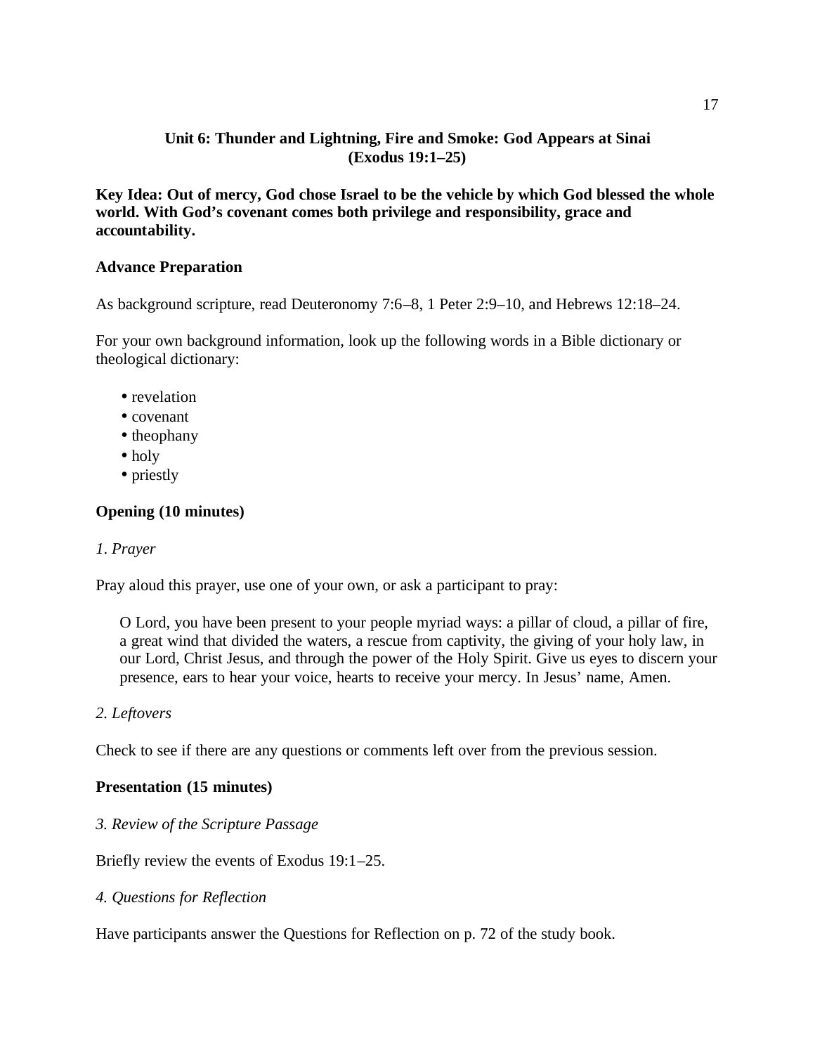## Unit 6: Thunder and Lightning, Fire and Smoke: God Appears at Sinai (Exodus 19:1–25)

**Key Idea: Out of mercy, God chose Israel to be the vehicle by which God blessed the whole world. With God's covenant comes both privilege and responsibility, grace and accountability.**

### Advance Preparation

As background scripture, read Deuteronomy 7:6–8, 1 Peter 2:9–10, and Hebrews 12:18–24.

For your own background information, look up the following words in a Bible dictionary or theological dictionary:

- revelation
- covenant
- theophany
- holy
- priestly

### Opening (10 minutes)

*1. Prayer*

Pray aloud this prayer, use one of your own, or ask a participant to pray:

> O Lord, you have been present to your people myriad ways: a pillar of cloud, a pillar of fire, a great wind that divided the waters, a rescue from captivity, the giving of your holy law, in our Lord, Christ Jesus, and through the power of the Holy Spirit. Give us eyes to discern your presence, ears to hear your voice, hearts to receive your mercy. In Jesus' name, Amen.

*2. Leftovers*

Check to see if there are any questions or comments left over from the previous session.

### Presentation (15 minutes)

*3. Review of the Scripture Passage*

Briefly review the events of Exodus 19:1–25.

*4. Questions for Reflection*

Have participants answer the Questions for Reflection on p. 72 of the study book.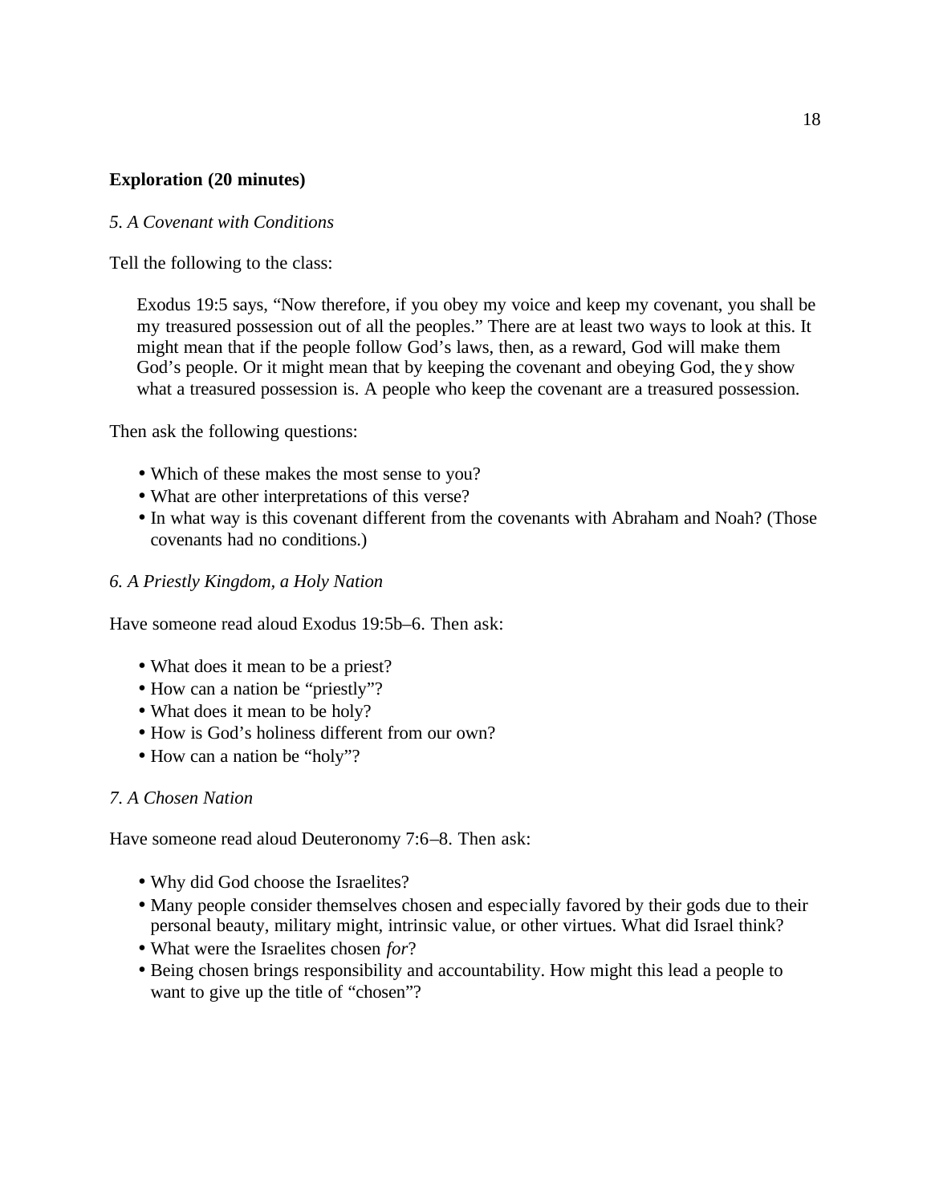**Exploration (20 minutes)**

*5. A Covenant with Conditions*

Tell the following to the class:

> Exodus 19:5 says, "Now therefore, if you obey my voice and keep my covenant, you shall be my treasured possession out of all the peoples." There are at least two ways to look at this. It might mean that if the people follow God's laws, then, as a reward, God will make them God's people. Or it might mean that by keeping the covenant and obeying God, they show what a treasured possession is. A people who keep the covenant are a treasured possession.

Then ask the following questions:

- Which of these makes the most sense to you?
- What are other interpretations of this verse?
- In what way is this covenant different from the covenants with Abraham and Noah? (Those covenants had no conditions.)

*6. A Priestly Kingdom, a Holy Nation*

Have someone read aloud Exodus 19:5b–6. Then ask:

- What does it mean to be a priest?
- How can a nation be "priestly"?
- What does it mean to be holy?
- How is God's holiness different from our own?
- How can a nation be "holy"?

*7. A Chosen Nation*

Have someone read aloud Deuteronomy 7:6–8. Then ask:

- Why did God choose the Israelites?
- Many people consider themselves chosen and especially favored by their gods due to their personal beauty, military might, intrinsic value, or other virtues. What did Israel think?
- What were the Israelites chosen *for*?
- Being chosen brings responsibility and accountability. How might this lead a people to want to give up the title of "chosen"?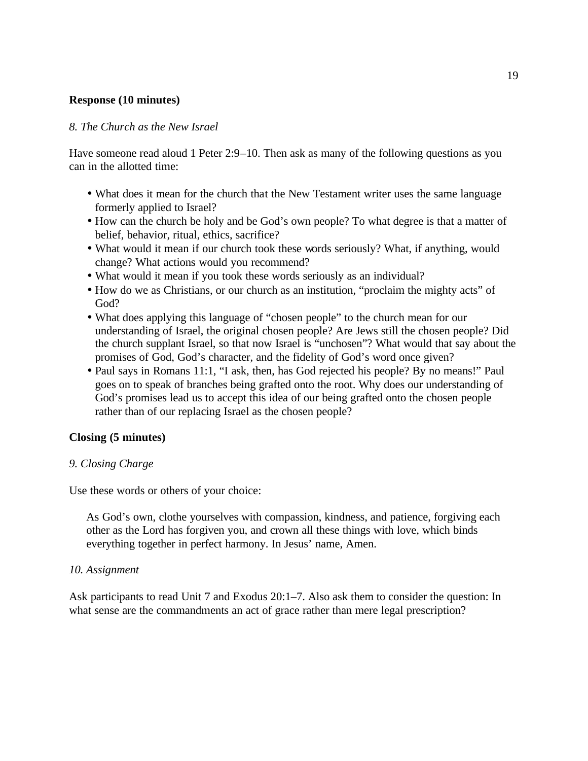**Response (10 minutes)**

*8. The Church as the New Israel*

Have someone read aloud 1 Peter 2:9–10. Then ask as many of the following questions as you can in the allotted time:

- What does it mean for the church that the New Testament writer uses the same language formerly applied to Israel?
- How can the church be holy and be God's own people? To what degree is that a matter of belief, behavior, ritual, ethics, sacrifice?
- What would it mean if our church took these words seriously? What, if anything, would change? What actions would you recommend?
- What would it mean if you took these words seriously as an individual?
- How do we as Christians, or our church as an institution, "proclaim the mighty acts" of God?
- What does applying this language of "chosen people" to the church mean for our understanding of Israel, the original chosen people? Are Jews still the chosen people? Did the church supplant Israel, so that now Israel is "unchosen"? What would that say about the promises of God, God's character, and the fidelity of God's word once given?
- Paul says in Romans 11:1, "I ask, then, has God rejected his people? By no means!" Paul goes on to speak of branches being grafted onto the root. Why does our understanding of God's promises lead us to accept this idea of our being grafted onto the chosen people rather than of our replacing Israel as the chosen people?

**Closing (5 minutes)**

*9. Closing Charge*

Use these words or others of your choice:

> As God's own, clothe yourselves with compassion, kindness, and patience, forgiving each other as the Lord has forgiven you, and crown all these things with love, which binds everything together in perfect harmony. In Jesus' name, Amen.

*10. Assignment*

Ask participants to read Unit 7 and Exodus 20:1–7. Also ask them to consider the question: In what sense are the commandments an act of grace rather than mere legal prescription?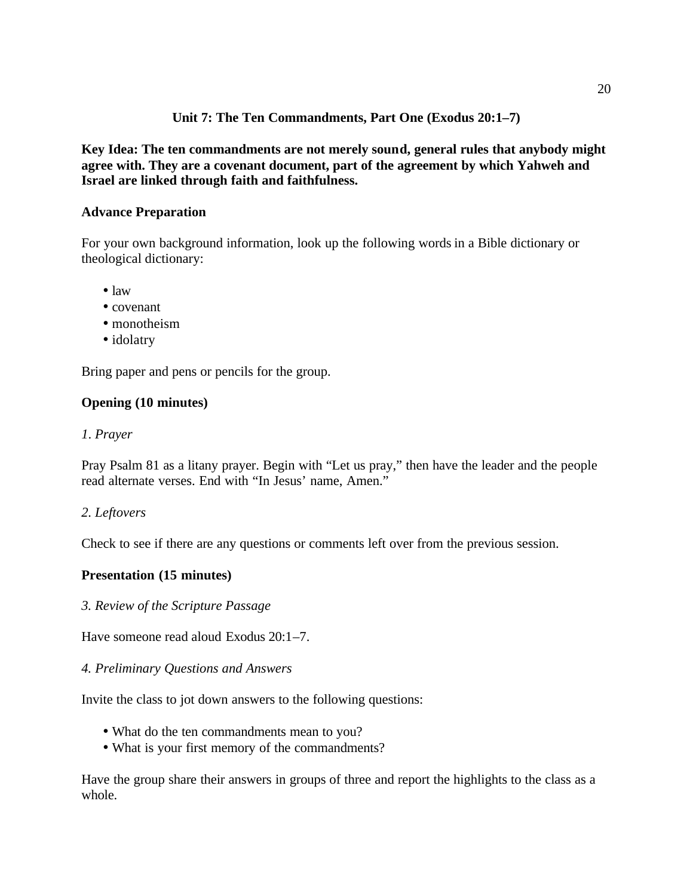## Unit 7: The Ten Commandments, Part One (Exodus 20:1–7)

**Key Idea: The ten commandments are not merely sound, general rules that anybody might agree with. They are a covenant document, part of the agreement by which Yahweh and Israel are linked through faith and faithfulness.**

### Advance Preparation

For your own background information, look up the following words in a Bible dictionary or theological dictionary:

- law
- covenant
- monotheism
- idolatry

Bring paper and pens or pencils for the group.

### Opening (10 minutes)

*1. Prayer*

Pray Psalm 81 as a litany prayer. Begin with "Let us pray," then have the leader and the people read alternate verses. End with "In Jesus' name, Amen."

*2. Leftovers*

Check to see if there are any questions or comments left over from the previous session.

### Presentation (15 minutes)

*3. Review of the Scripture Passage*

Have someone read aloud Exodus 20:1–7.

*4. Preliminary Questions and Answers*

Invite the class to jot down answers to the following questions:

- What do the ten commandments mean to you?
- What is your first memory of the commandments?

Have the group share their answers in groups of three and report the highlights to the class as a whole.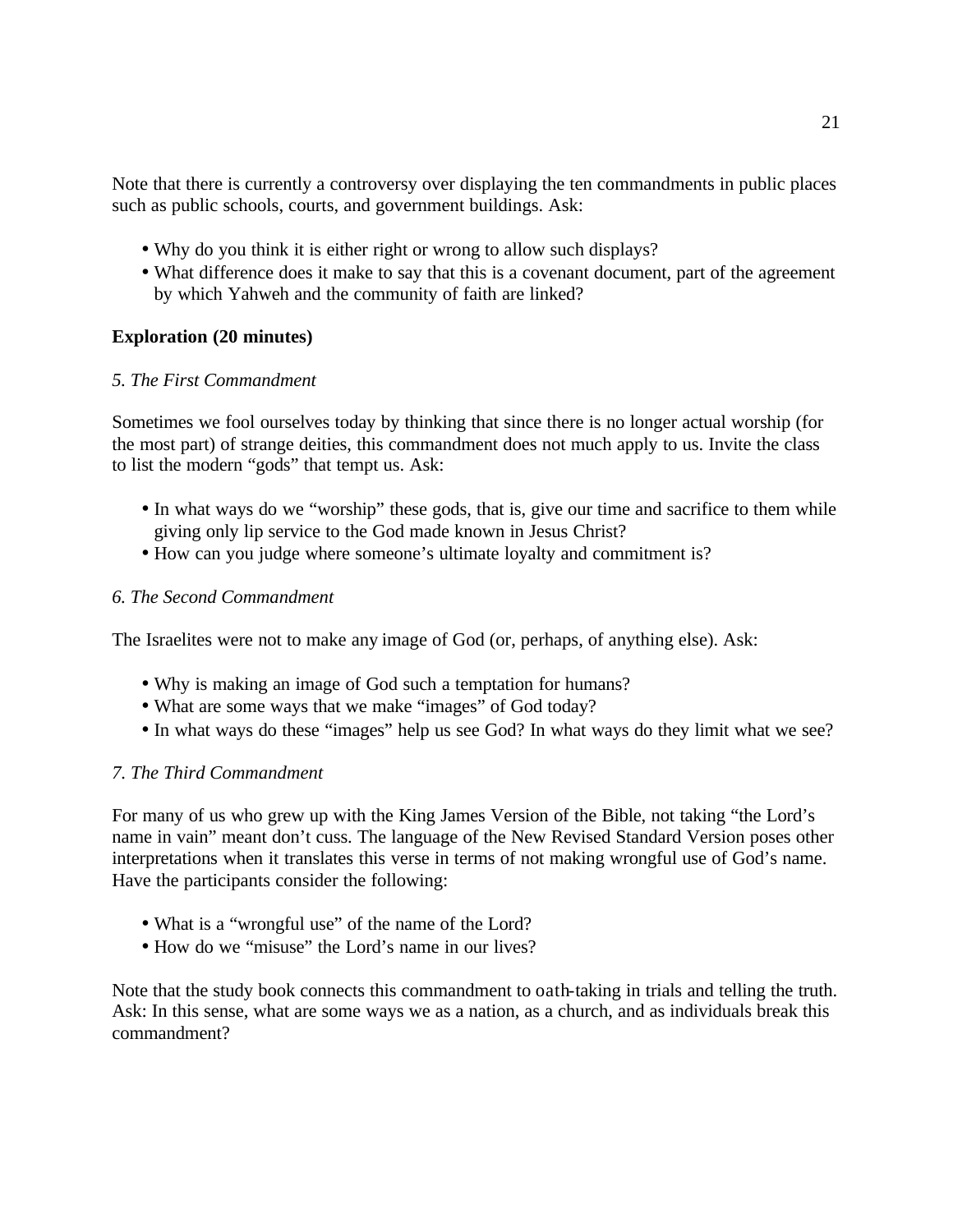Note that there is currently a controversy over displaying the ten commandments in public places such as public schools, courts, and government buildings. Ask:

- Why do you think it is either right or wrong to allow such displays?
- What difference does it make to say that this is a covenant document, part of the agreement by which Yahweh and the community of faith are linked?

**Exploration (20 minutes)**

*5. The First Commandment*

Sometimes we fool ourselves today by thinking that since there is no longer actual worship (for the most part) of strange deities, this commandment does not much apply to us. Invite the class to list the modern "gods" that tempt us. Ask:

- In what ways do we "worship" these gods, that is, give our time and sacrifice to them while giving only lip service to the God made known in Jesus Christ?
- How can you judge where someone's ultimate loyalty and commitment is?

*6. The Second Commandment*

The Israelites were not to make any image of God (or, perhaps, of anything else). Ask:

- Why is making an image of God such a temptation for humans?
- What are some ways that we make "images" of God today?
- In what ways do these "images" help us see God? In what ways do they limit what we see?

*7. The Third Commandment*

For many of us who grew up with the King James Version of the Bible, not taking "the Lord's name in vain" meant don't cuss. The language of the New Revised Standard Version poses other interpretations when it translates this verse in terms of not making wrongful use of God's name. Have the participants consider the following:

- What is a "wrongful use" of the name of the Lord?
- How do we "misuse" the Lord's name in our lives?

Note that the study book connects this commandment to oath-taking in trials and telling the truth. Ask: In this sense, what are some ways we as a nation, as a church, and as individuals break this commandment?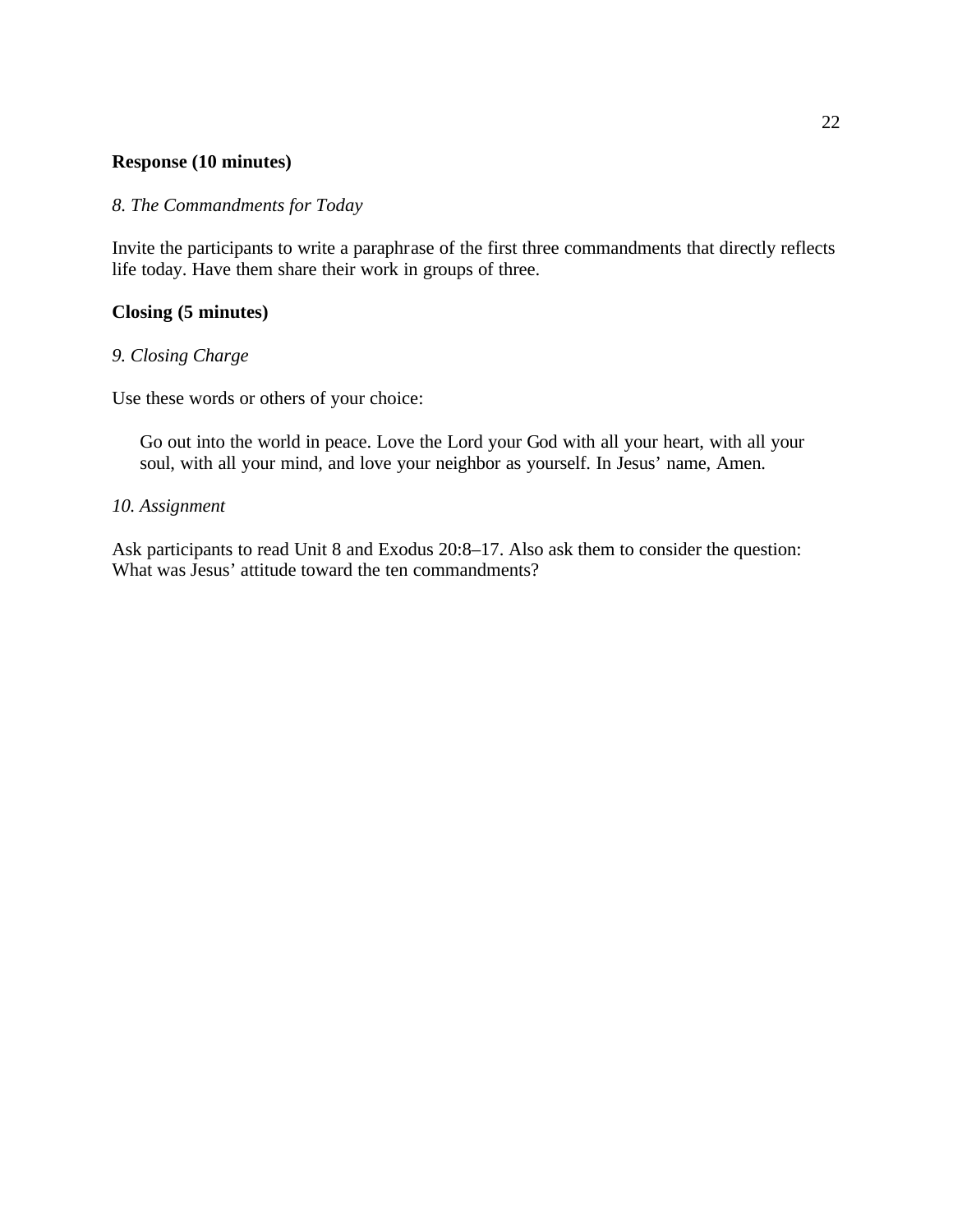**Response (10 minutes)**

*8. The Commandments for Today*

Invite the participants to write a paraphrase of the first three commandments that directly reflects life today. Have them share their work in groups of three.

**Closing (5 minutes)**

*9. Closing Charge*

Use these words or others of your choice:

> Go out into the world in peace. Love the Lord your God with all your heart, with all your soul, with all your mind, and love your neighbor as yourself. In Jesus' name, Amen.

*10. Assignment*

Ask participants to read Unit 8 and Exodus 20:8–17. Also ask them to consider the question: What was Jesus' attitude toward the ten commandments?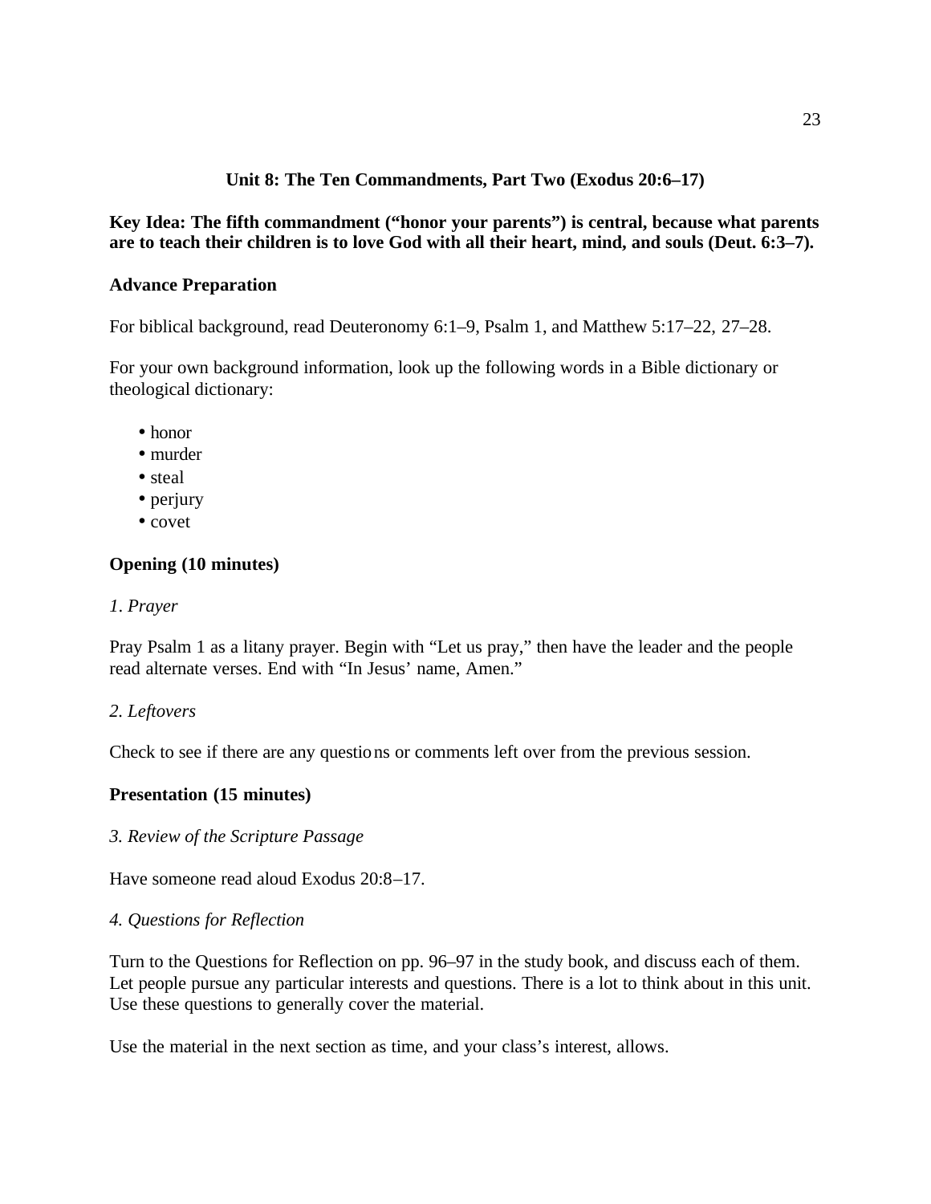## Unit 8: The Ten Commandments, Part Two (Exodus 20:6–17)

**Key Idea: The fifth commandment (“honor your parents”) is central, because what parents are to teach their children is to love God with all their heart, mind, and souls (Deut. 6:3–7).**

### Advance Preparation

For biblical background, read Deuteronomy 6:1–9, Psalm 1, and Matthew 5:17–22, 27–28.

For your own background information, look up the following words in a Bible dictionary or theological dictionary:

- honor
- murder
- steal
- perjury
- covet

### Opening (10 minutes)

*1. Prayer*

Pray Psalm 1 as a litany prayer. Begin with “Let us pray,” then have the leader and the people read alternate verses. End with “In Jesus’ name, Amen.”

*2. Leftovers*

Check to see if there are any questions or comments left over from the previous session.

### Presentation (15 minutes)

*3. Review of the Scripture Passage*

Have someone read aloud Exodus 20:8–17.

*4. Questions for Reflection*

Turn to the Questions for Reflection on pp. 96–97 in the study book, and discuss each of them. Let people pursue any particular interests and questions. There is a lot to think about in this unit. Use these questions to generally cover the material.

Use the material in the next section as time, and your class’s interest, allows.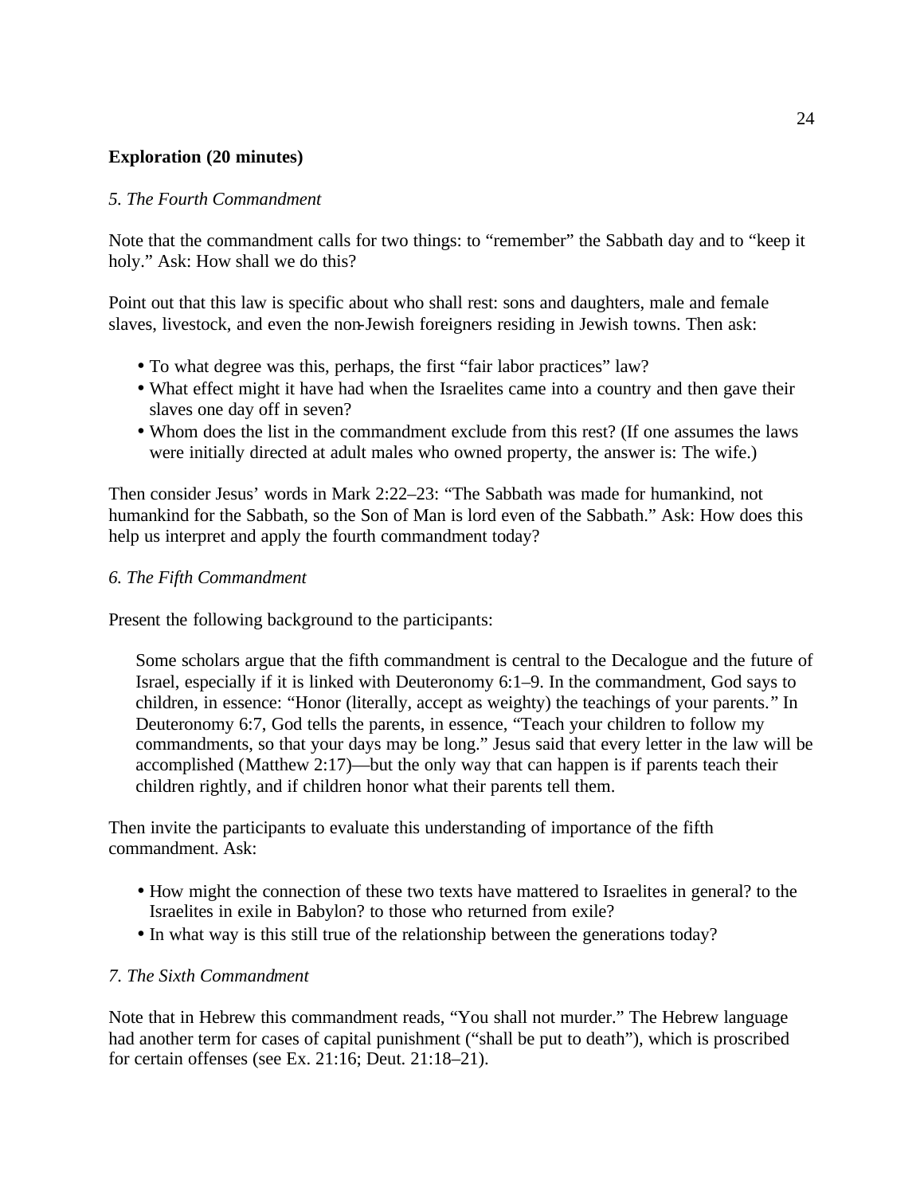**Exploration (20 minutes)**

*5. The Fourth Commandment*

Note that the commandment calls for two things: to "remember" the Sabbath day and to "keep it holy." Ask: How shall we do this?

Point out that this law is specific about who shall rest: sons and daughters, male and female slaves, livestock, and even the non-Jewish foreigners residing in Jewish towns. Then ask:

- To what degree was this, perhaps, the first "fair labor practices" law?
- What effect might it have had when the Israelites came into a country and then gave their slaves one day off in seven?
- Whom does the list in the commandment exclude from this rest? (If one assumes the laws were initially directed at adult males who owned property, the answer is: The wife.)

Then consider Jesus' words in Mark 2:22–23: "The Sabbath was made for humankind, not humankind for the Sabbath, so the Son of Man is lord even of the Sabbath." Ask: How does this help us interpret and apply the fourth commandment today?

*6. The Fifth Commandment*

Present the following background to the participants:

> Some scholars argue that the fifth commandment is central to the Decalogue and the future of Israel, especially if it is linked with Deuteronomy 6:1–9. In the commandment, God says to children, in essence: "Honor (literally, accept as weighty) the teachings of your parents." In Deuteronomy 6:7, God tells the parents, in essence, "Teach your children to follow my commandments, so that your days may be long." Jesus said that every letter in the law will be accomplished (Matthew 2:17)—but the only way that can happen is if parents teach their children rightly, and if children honor what their parents tell them.

Then invite the participants to evaluate this understanding of importance of the fifth commandment. Ask:

- How might the connection of these two texts have mattered to Israelites in general? to the Israelites in exile in Babylon? to those who returned from exile?
- In what way is this still true of the relationship between the generations today?

*7. The Sixth Commandment*

Note that in Hebrew this commandment reads, "You shall not murder." The Hebrew language had another term for cases of capital punishment ("shall be put to death"), which is proscribed for certain offenses (see Ex. 21:16; Deut. 21:18–21).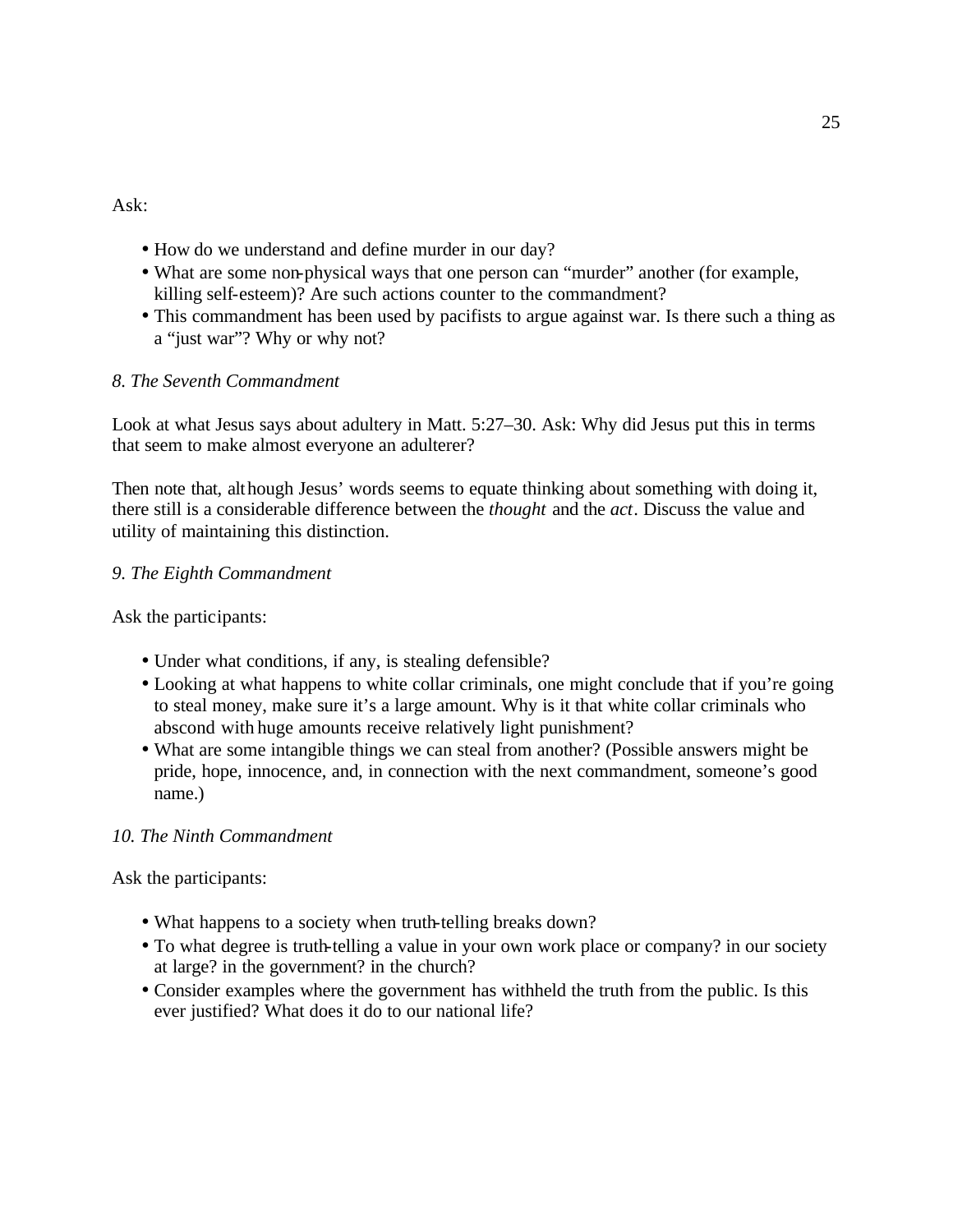Ask:

- How do we understand and define murder in our day?
- What are some non-physical ways that one person can "murder" another (for example, killing self-esteem)? Are such actions counter to the commandment?
- This commandment has been used by pacifists to argue against war. Is there such a thing as a "just war"? Why or why not?

*8. The Seventh Commandment*

Look at what Jesus says about adultery in Matt. 5:27–30. Ask: Why did Jesus put this in terms that seem to make almost everyone an adulterer?

Then note that, although Jesus' words seems to equate thinking about something with doing it, there still is a considerable difference between the *thought* and the *act*. Discuss the value and utility of maintaining this distinction.

*9. The Eighth Commandment*

Ask the participants:

- Under what conditions, if any, is stealing defensible?
- Looking at what happens to white collar criminals, one might conclude that if you're going to steal money, make sure it's a large amount. Why is it that white collar criminals who abscond with huge amounts receive relatively light punishment?
- What are some intangible things we can steal from another? (Possible answers might be pride, hope, innocence, and, in connection with the next commandment, someone's good name.)

*10. The Ninth Commandment*

Ask the participants:

- What happens to a society when truth-telling breaks down?
- To what degree is truth-telling a value in your own work place or company? in our society at large? in the government? in the church?
- Consider examples where the government has withheld the truth from the public. Is this ever justified? What does it do to our national life?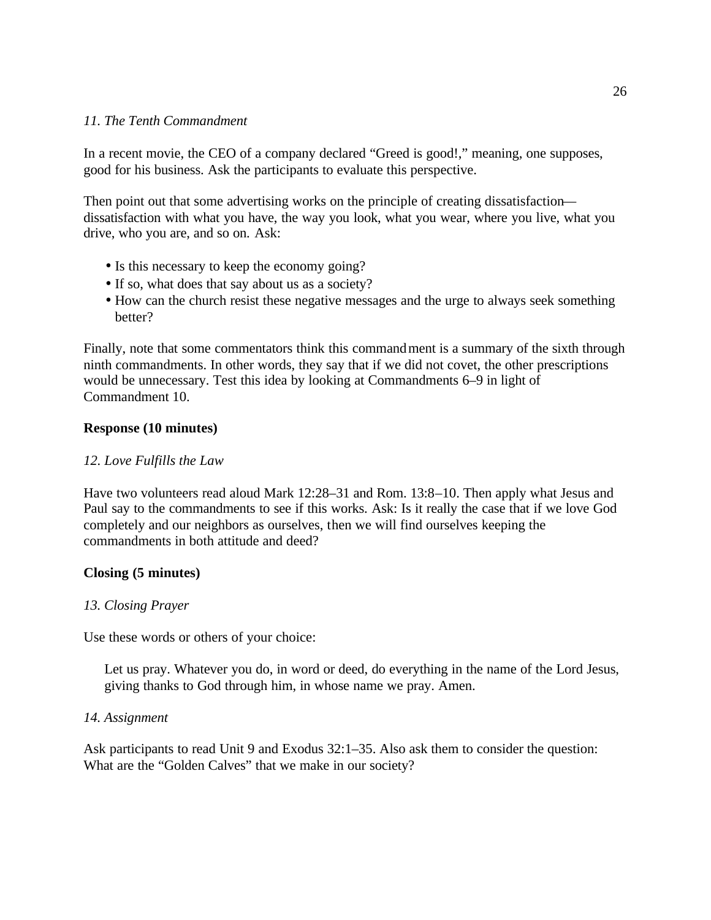*11. The Tenth Commandment*

In a recent movie, the CEO of a company declared "Greed is good!," meaning, one supposes, good for his business. Ask the participants to evaluate this perspective.

Then point out that some advertising works on the principle of creating dissatisfaction—dissatisfaction with what you have, the way you look, what you wear, where you live, what you drive, who you are, and so on. Ask:

- Is this necessary to keep the economy going?
- If so, what does that say about us as a society?
- How can the church resist these negative messages and the urge to always seek something better?

Finally, note that some commentators think this commandment is a summary of the sixth through ninth commandments. In other words, they say that if we did not covet, the other prescriptions would be unnecessary. Test this idea by looking at Commandments 6–9 in light of Commandment 10.

**Response (10 minutes)**

*12. Love Fulfills the Law*

Have two volunteers read aloud Mark 12:28–31 and Rom. 13:8–10. Then apply what Jesus and Paul say to the commandments to see if this works. Ask: Is it really the case that if we love God completely and our neighbors as ourselves, then we will find ourselves keeping the commandments in both attitude and deed?

**Closing (5 minutes)**

*13. Closing Prayer*

Use these words or others of your choice:

> Let us pray. Whatever you do, in word or deed, do everything in the name of the Lord Jesus, giving thanks to God through him, in whose name we pray. Amen.

*14. Assignment*

Ask participants to read Unit 9 and Exodus 32:1–35. Also ask them to consider the question: What are the "Golden Calves" that we make in our society?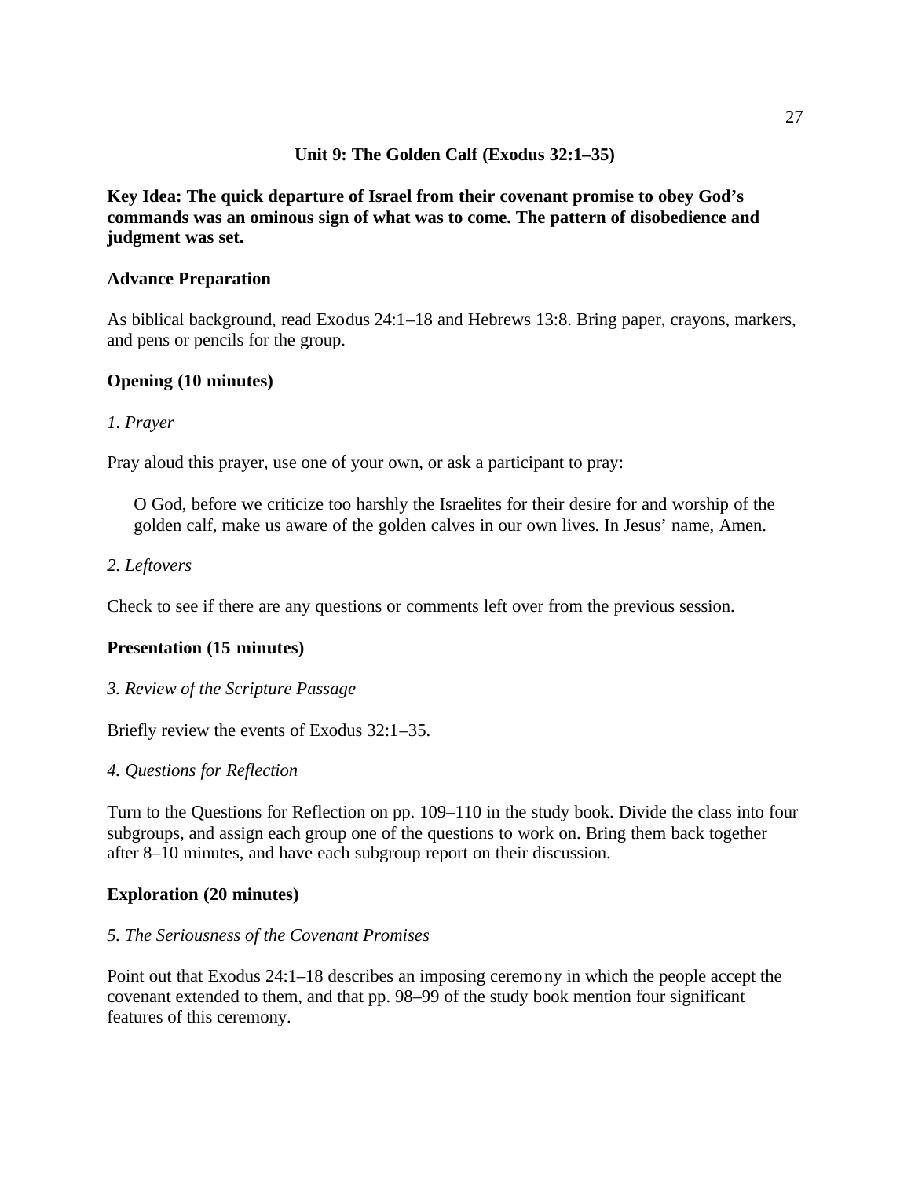## Unit 9: The Golden Calf (Exodus 32:1–35)

**Key Idea: The quick departure of Israel from their covenant promise to obey God's commands was an ominous sign of what was to come. The pattern of disobedience and judgment was set.**

### Advance Preparation

As biblical background, read Exodus 24:1–18 and Hebrews 13:8. Bring paper, crayons, markers, and pens or pencils for the group.

### Opening (10 minutes)

*1. Prayer*

Pray aloud this prayer, use one of your own, or ask a participant to pray:

> O God, before we criticize too harshly the Israelites for their desire for and worship of the golden calf, make us aware of the golden calves in our own lives. In Jesus' name, Amen.

*2. Leftovers*

Check to see if there are any questions or comments left over from the previous session.

### Presentation (15 minutes)

*3. Review of the Scripture Passage*

Briefly review the events of Exodus 32:1–35.

*4. Questions for Reflection*

Turn to the Questions for Reflection on pp. 109–110 in the study book. Divide the class into four subgroups, and assign each group one of the questions to work on. Bring them back together after 8–10 minutes, and have each subgroup report on their discussion.

### Exploration (20 minutes)

*5. The Seriousness of the Covenant Promises*

Point out that Exodus 24:1–18 describes an imposing ceremony in which the people accept the covenant extended to them, and that pp. 98–99 of the study book mention four significant features of this ceremony.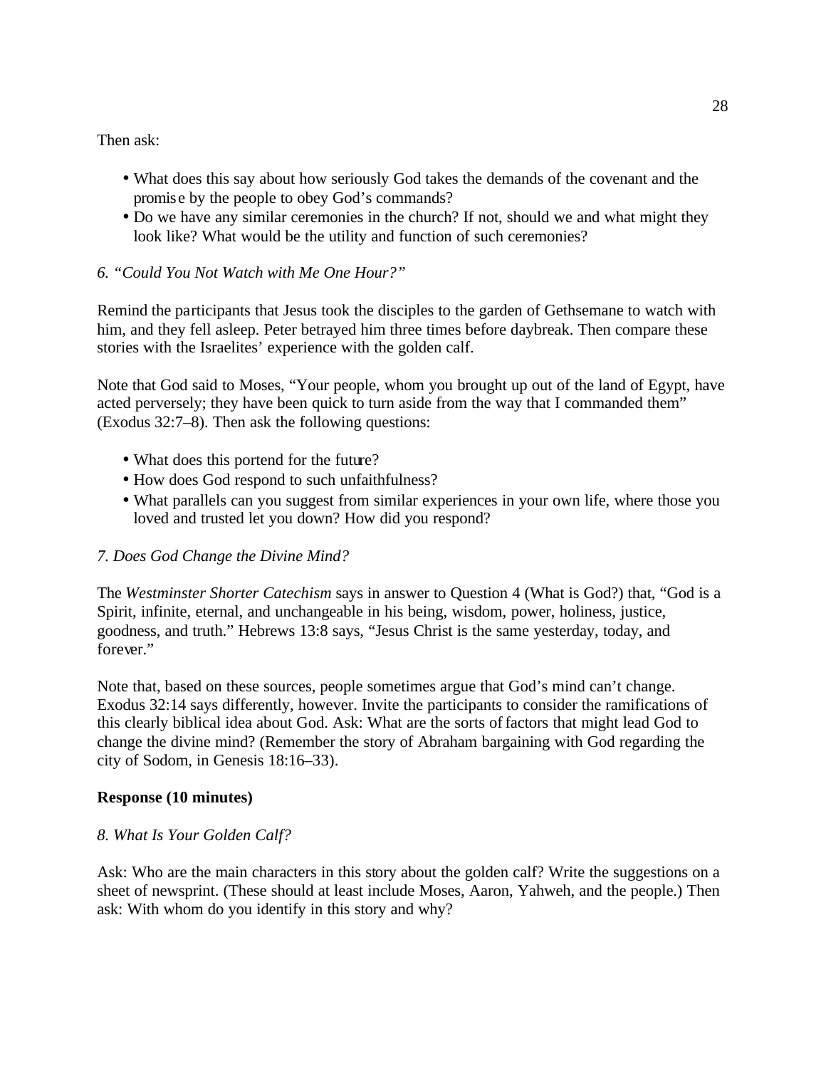Then ask:

- What does this say about how seriously God takes the demands of the covenant and the promise by the people to obey God's commands?
- Do we have any similar ceremonies in the church? If not, should we and what might they look like? What would be the utility and function of such ceremonies?

*6. "Could You Not Watch with Me One Hour?"*

Remind the participants that Jesus took the disciples to the garden of Gethsemane to watch with him, and they fell asleep. Peter betrayed him three times before daybreak. Then compare these stories with the Israelites' experience with the golden calf.

Note that God said to Moses, "Your people, whom you brought up out of the land of Egypt, have acted perversely; they have been quick to turn aside from the way that I commanded them" (Exodus 32:7–8). Then ask the following questions:

- What does this portend for the future?
- How does God respond to such unfaithfulness?
- What parallels can you suggest from similar experiences in your own life, where those you loved and trusted let you down? How did you respond?

*7. Does God Change the Divine Mind?*

The *Westminster Shorter Catechism* says in answer to Question 4 (What is God?) that, "God is a Spirit, infinite, eternal, and unchangeable in his being, wisdom, power, holiness, justice, goodness, and truth." Hebrews 13:8 says, "Jesus Christ is the same yesterday, today, and forever."

Note that, based on these sources, people sometimes argue that God's mind can't change. Exodus 32:14 says differently, however. Invite the participants to consider the ramifications of this clearly biblical idea about God. Ask: What are the sorts of factors that might lead God to change the divine mind? (Remember the story of Abraham bargaining with God regarding the city of Sodom, in Genesis 18:16–33).

**Response (10 minutes)**

*8. What Is Your Golden Calf?*

Ask: Who are the main characters in this story about the golden calf? Write the suggestions on a sheet of newsprint. (These should at least include Moses, Aaron, Yahweh, and the people.) Then ask: With whom do you identify in this story and why?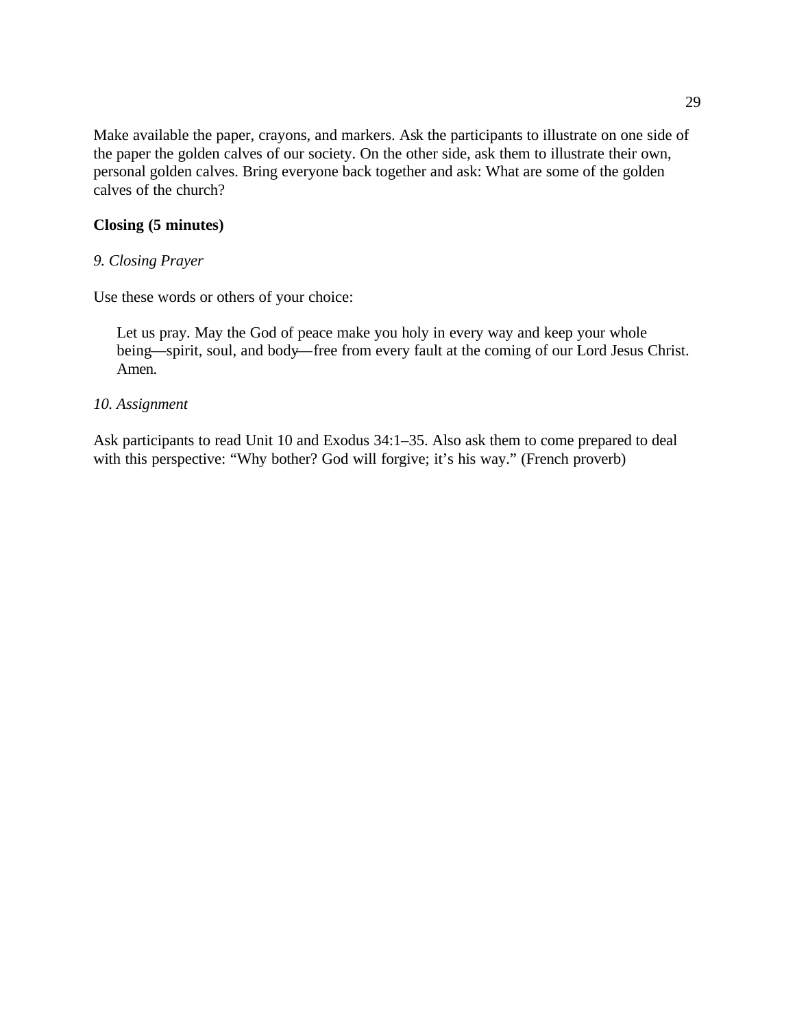Make available the paper, crayons, and markers. Ask the participants to illustrate on one side of the paper the golden calves of our society. On the other side, ask them to illustrate their own, personal golden calves. Bring everyone back together and ask: What are some of the golden calves of the church?

**Closing (5 minutes)**

*9. Closing Prayer*

Use these words or others of your choice:

> Let us pray. May the God of peace make you holy in every way and keep your whole being—spirit, soul, and body—free from every fault at the coming of our Lord Jesus Christ. Amen.

*10. Assignment*

Ask participants to read Unit 10 and Exodus 34:1–35. Also ask them to come prepared to deal with this perspective: "Why bother? God will forgive; it's his way." (French proverb)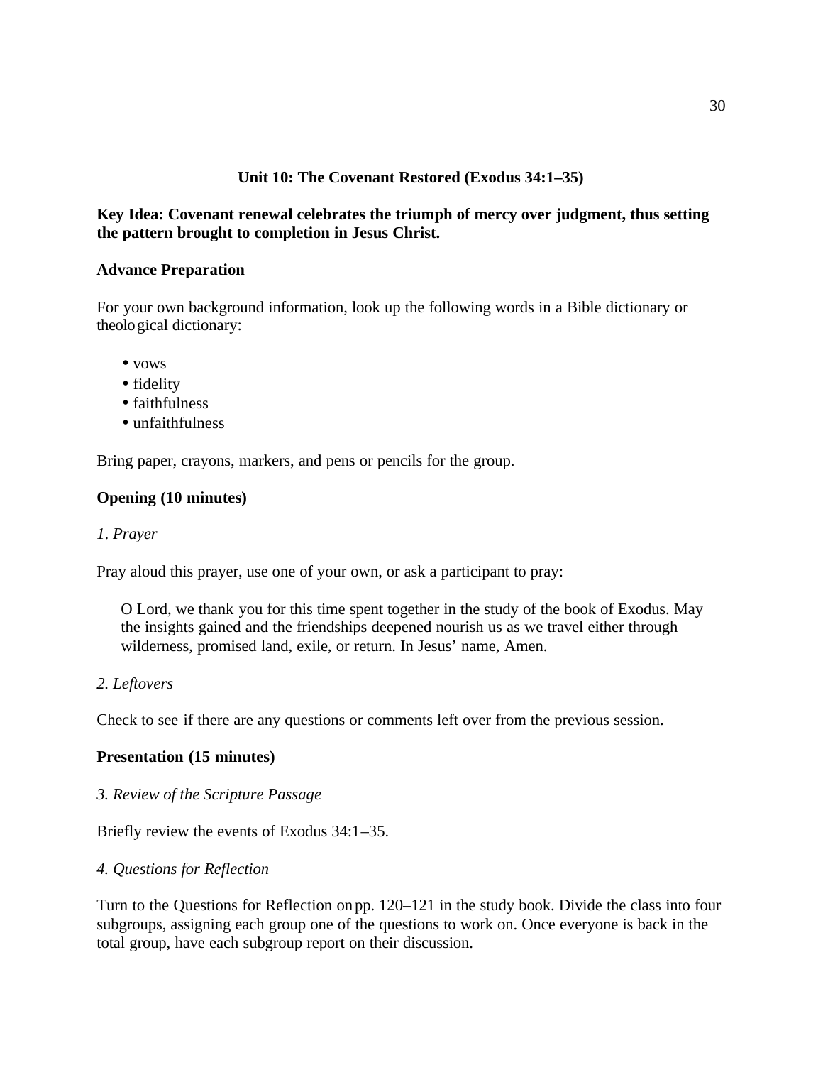## Unit 10: The Covenant Restored (Exodus 34:1–35)

**Key Idea: Covenant renewal celebrates the triumph of mercy over judgment, thus setting the pattern brought to completion in Jesus Christ.**

**Advance Preparation**

For your own background information, look up the following words in a Bible dictionary or theological dictionary:

- vows
- fidelity
- faithfulness
- unfaithfulness

Bring paper, crayons, markers, and pens or pencils for the group.

**Opening (10 minutes)**

*1. Prayer*

Pray aloud this prayer, use one of your own, or ask a participant to pray:

> O Lord, we thank you for this time spent together in the study of the book of Exodus. May the insights gained and the friendships deepened nourish us as we travel either through wilderness, promised land, exile, or return. In Jesus' name, Amen.

*2. Leftovers*

Check to see if there are any questions or comments left over from the previous session.

**Presentation (15 minutes)**

*3. Review of the Scripture Passage*

Briefly review the events of Exodus 34:1–35.

*4. Questions for Reflection*

Turn to the Questions for Reflection on pp. 120–121 in the study book. Divide the class into four subgroups, assigning each group one of the questions to work on. Once everyone is back in the total group, have each subgroup report on their discussion.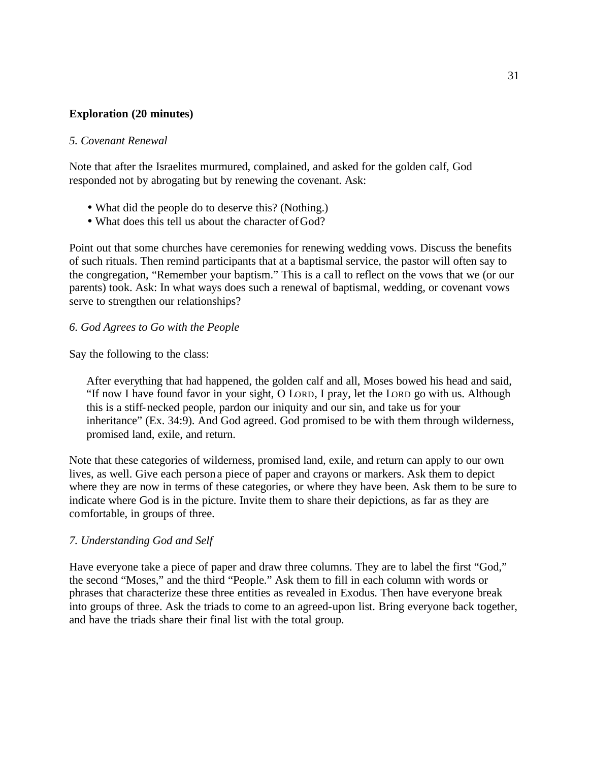**Exploration (20 minutes)**

*5. Covenant Renewal*

Note that after the Israelites murmured, complained, and asked for the golden calf, God responded not by abrogating but by renewing the covenant. Ask:

- What did the people do to deserve this? (Nothing.)
- What does this tell us about the character of God?

Point out that some churches have ceremonies for renewing wedding vows. Discuss the benefits of such rituals. Then remind participants that at a baptismal service, the pastor will often say to the congregation, "Remember your baptism." This is a call to reflect on the vows that we (or our parents) took. Ask: In what ways does such a renewal of baptismal, wedding, or covenant vows serve to strengthen our relationships?

*6. God Agrees to Go with the People*

Say the following to the class:

> After everything that had happened, the golden calf and all, Moses bowed his head and said, "If now I have found favor in your sight, O LORD, I pray, let the LORD go with us. Although this is a stiff-necked people, pardon our iniquity and our sin, and take us for your inheritance" (Ex. 34:9). And God agreed. God promised to be with them through wilderness, promised land, exile, and return.

Note that these categories of wilderness, promised land, exile, and return can apply to our own lives, as well. Give each person a piece of paper and crayons or markers. Ask them to depict where they are now in terms of these categories, or where they have been. Ask them to be sure to indicate where God is in the picture. Invite them to share their depictions, as far as they are comfortable, in groups of three.

*7. Understanding God and Self*

Have everyone take a piece of paper and draw three columns. They are to label the first "God," the second "Moses," and the third "People." Ask them to fill in each column with words or phrases that characterize these three entities as revealed in Exodus. Then have everyone break into groups of three. Ask the triads to come to an agreed-upon list. Bring everyone back together, and have the triads share their final list with the total group.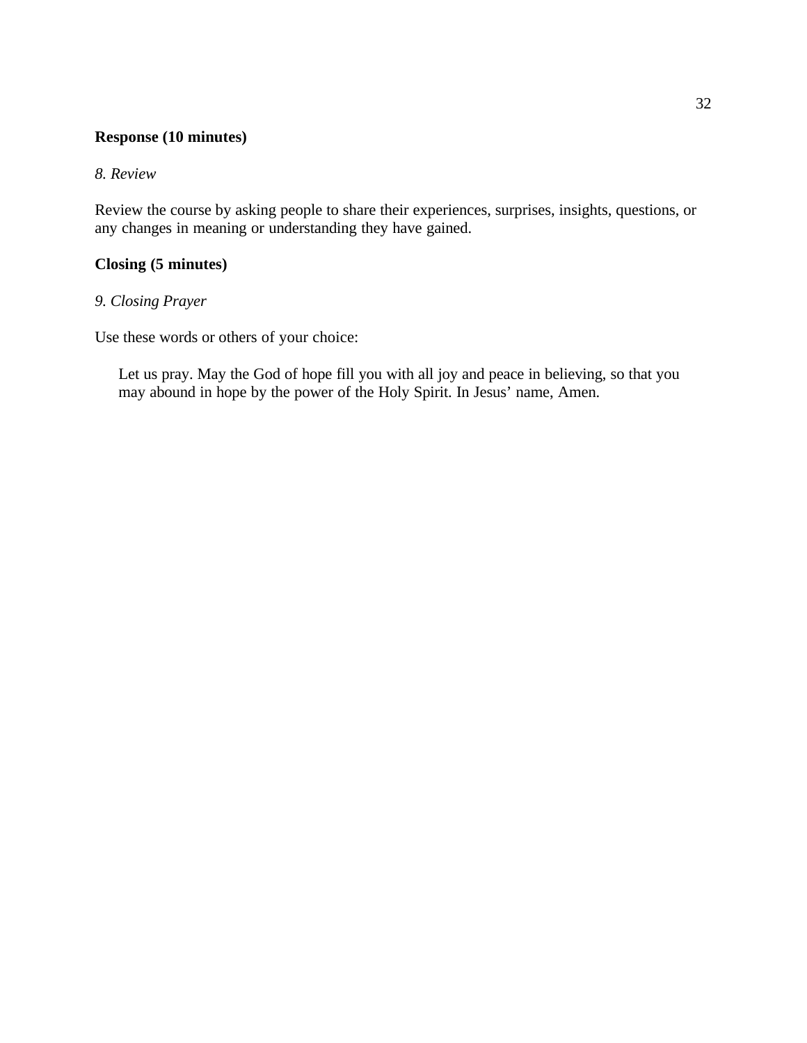**Response (10 minutes)**

*8. Review*

Review the course by asking people to share their experiences, surprises, insights, questions, or any changes in meaning or understanding they have gained.

**Closing (5 minutes)**

*9. Closing Prayer*

Use these words or others of your choice:

> Let us pray. May the God of hope fill you with all joy and peace in believing, so that you may abound in hope by the power of the Holy Spirit. In Jesus’ name, Amen.